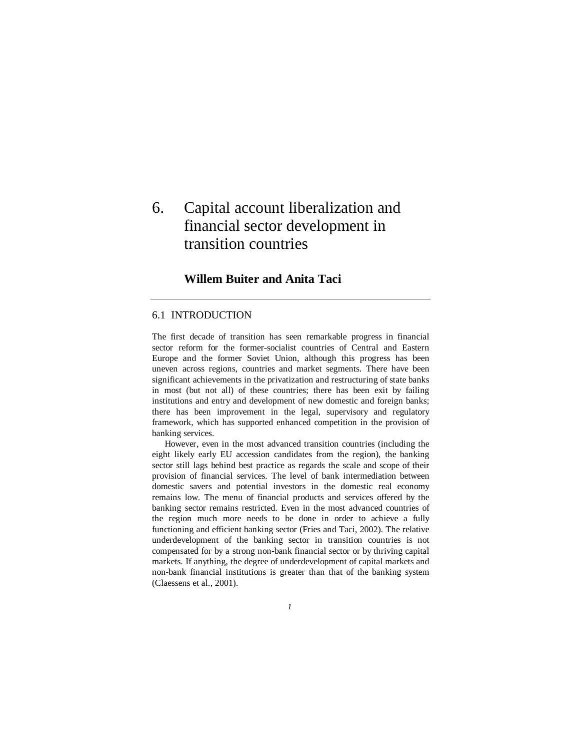# 6. Capital account liberalization and financial sector development in transition countries

**Willem Buiter and Anita Taci**

## 6.1 INTRODUCTION

The first decade of transition has seen remarkable progress in financial sector reform for the former-socialist countries of Central and Eastern Europe and the former Soviet Union, although this progress has been uneven across regions, countries and market segments. There have been significant achievements in the privatization and restructuring of state banks in most (but not all) of these countries; there has been exit by failing institutions and entry and development of new domestic and foreign banks; there has been improvement in the legal, supervisory and regulatory framework, which has supported enhanced competition in the provision of banking services.

However, even in the most advanced transition countries (including the eight likely early EU accession candidates from the region), the banking sector still lags behind best practice as regards the scale and scope of their provision of financial services. The level of bank intermediation between domestic savers and potential investors in the domestic real economy remains low. The menu of financial products and services offered by the banking sector remains restricted. Even in the most advanced countries of the region much more needs to be done in order to achieve a fully functioning and efficient banking sector (Fries and Taci, 2002). The relative underdevelopment of the banking sector in transition countries is not compensated for by a strong non-bank financial sector or by thriving capital markets. If anything, the degree of underdevelopment of capital markets and non-bank financial institutions is greater than that of the banking system (Claessens et al., 2001).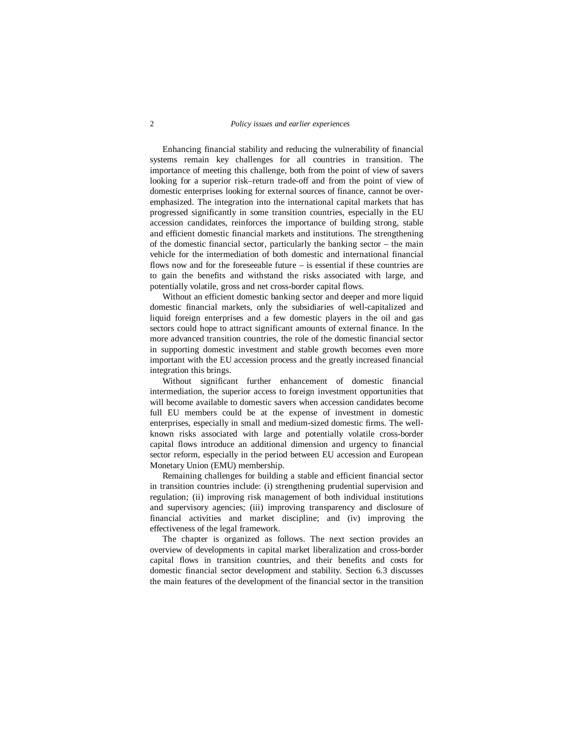Enhancing financial stability and reducing the vulnerability of financial systems remain key challenges for all countries in transition. The importance of meeting this challenge, both from the point of view of savers looking for a superior risk–return trade-off and from the point of view of domestic enterprises looking for external sources of finance, cannot be over-emphasized. The integration into the international capital markets that has progressed significantly in some transition countries, especially in the EU accession candidates, reinforces the importance of building strong, stable and efficient domestic financial markets and institutions. The strengthening of the domestic financial sector, particularly the banking sector – the main vehicle for the intermediation of both domestic and international financial flows now and for the foreseeable future – is essential if these countries are to gain the benefits and withstand the risks associated with large, and potentially volatile, gross and net cross-border capital flows.

Without an efficient domestic banking sector and deeper and more liquid domestic financial markets, only the subsidiaries of well-capitalized and liquid foreign enterprises and a few domestic players in the oil and gas sectors could hope to attract significant amounts of external finance. In the more advanced transition countries, the role of the domestic financial sector in supporting domestic investment and stable growth becomes even more important with the EU accession process and the greatly increased financial integration this brings.

Without significant further enhancement of domestic financial intermediation, the superior access to foreign investment opportunities that will become available to domestic savers when accession candidates become full EU members could be at the expense of investment in domestic enterprises, especially in small and medium-sized domestic firms. The well-known risks associated with large and potentially volatile cross-border capital flows introduce an additional dimension and urgency to financial sector reform, especially in the period between EU accession and European Monetary Union (EMU) membership.

Remaining challenges for building a stable and efficient financial sector in transition countries include: (i) strengthening prudential supervision and regulation; (ii) improving risk management of both individual institutions and supervisory agencies; (iii) improving transparency and disclosure of financial activities and market discipline; and (iv) improving the effectiveness of the legal framework.

The chapter is organized as follows. The next section provides an overview of developments in capital market liberalization and cross-border capital flows in transition countries, and their benefits and costs for domestic financial sector development and stability. Section 6.3 discusses the main features of the development of the financial sector in the transition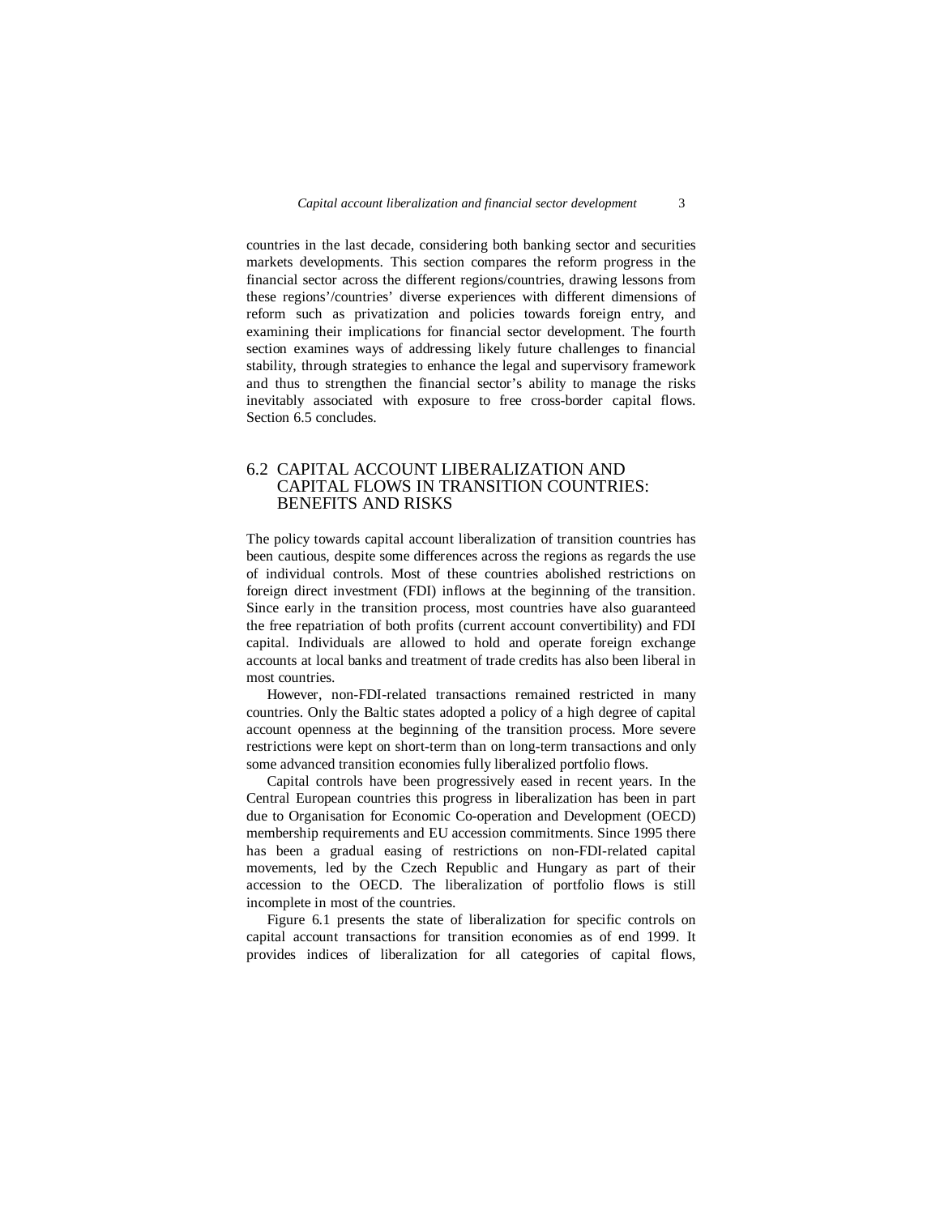countries in the last decade, considering both banking sector and securities markets developments. This section compares the reform progress in the financial sector across the different regions/countries, drawing lessons from these regions'/countries' diverse experiences with different dimensions of reform such as privatization and policies towards foreign entry, and examining their implications for financial sector development. The fourth section examines ways of addressing likely future challenges to financial stability, through strategies to enhance the legal and supervisory framework and thus to strengthen the financial sector's ability to manage the risks inevitably associated with exposure to free cross-border capital flows. Section 6.5 concludes.

## 6.2 CAPITAL ACCOUNT LIBERALIZATION AND CAPITAL FLOWS IN TRANSITION COUNTRIES: BENEFITS AND RISKS

The policy towards capital account liberalization of transition countries has been cautious, despite some differences across the regions as regards the use of individual controls. Most of these countries abolished restrictions on foreign direct investment (FDI) inflows at the beginning of the transition. Since early in the transition process, most countries have also guaranteed the free repatriation of both profits (current account convertibility) and FDI capital. Individuals are allowed to hold and operate foreign exchange accounts at local banks and treatment of trade credits has also been liberal in most countries.

However, non-FDI-related transactions remained restricted in many countries. Only the Baltic states adopted a policy of a high degree of capital account openness at the beginning of the transition process. More severe restrictions were kept on short-term than on long-term transactions and only some advanced transition economies fully liberalized portfolio flows.

Capital controls have been progressively eased in recent years. In the Central European countries this progress in liberalization has been in part due to Organisation for Economic Co-operation and Development (OECD) membership requirements and EU accession commitments. Since 1995 there has been a gradual easing of restrictions on non-FDI-related capital movements, led by the Czech Republic and Hungary as part of their accession to the OECD. The liberalization of portfolio flows is still incomplete in most of the countries.

Figure 6.1 presents the state of liberalization for specific controls on capital account transactions for transition economies as of end 1999. It provides indices of liberalization for all categories of capital flows,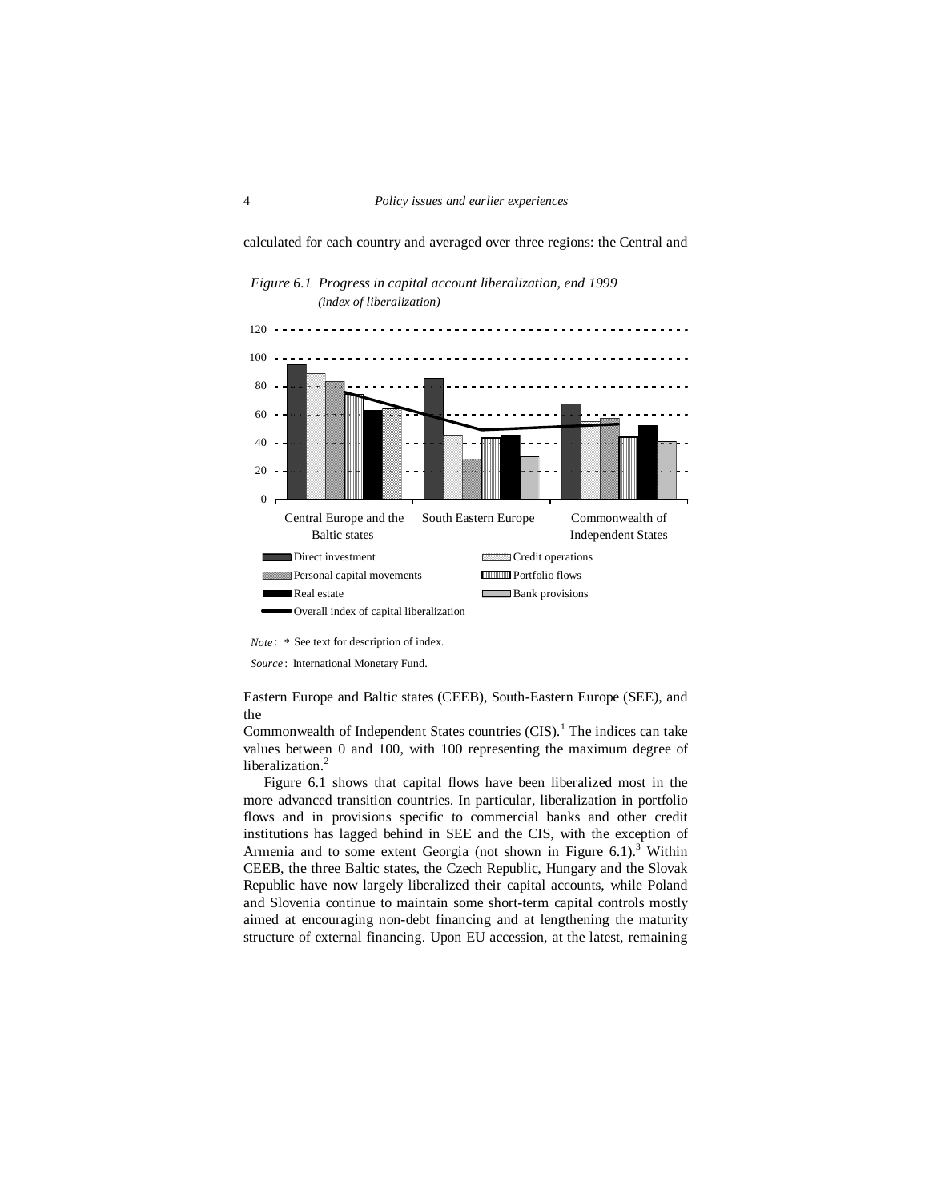calculated for each country and averaged over three regions: the Central and

*Figure 6.1 Progress in capital account liberalization, end 1999*
*(index of liberalization)*

*Note*: * See text for description of index.

*Source*: International Monetary Fund.

Eastern Europe and Baltic states (CEEB), South-Eastern Europe (SEE), and the Commonwealth of Independent States countries (CIS).[1] The indices can take values between 0 and 100, with 100 representing the maximum degree of liberalization.[2]

Figure 6.1 shows that capital flows have been liberalized most in the more advanced transition countries. In particular, liberalization in portfolio flows and in provisions specific to commercial banks and other credit institutions has lagged behind in SEE and the CIS, with the exception of Armenia and to some extent Georgia (not shown in Figure 6.1).[3] Within CEEB, the three Baltic states, the Czech Republic, Hungary and the Slovak Republic have now largely liberalized their capital accounts, while Poland and Slovenia continue to maintain some short-term capital controls mostly aimed at encouraging non-debt financing and at lengthening the maturity structure of external financing. Upon EU accession, at the latest, remaining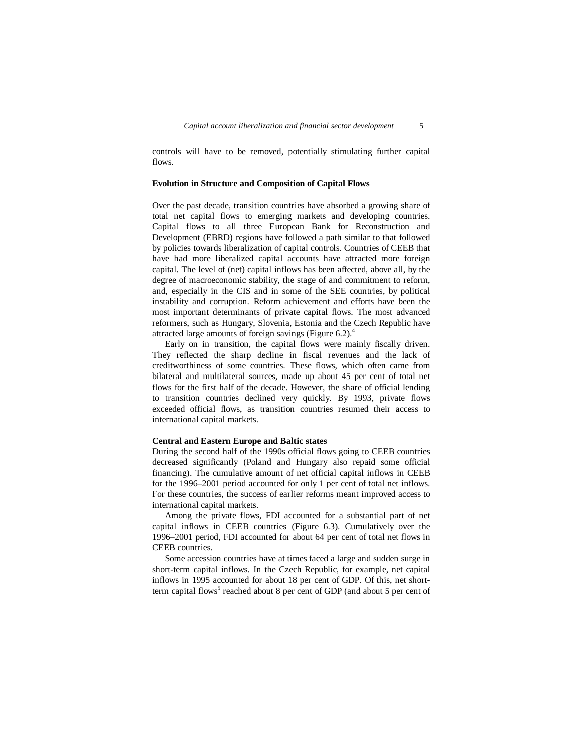controls will have to be removed, potentially stimulating further capital flows.

### Evolution in Structure and Composition of Capital Flows

Over the past decade, transition countries have absorbed a growing share of total net capital flows to emerging markets and developing countries. Capital flows to all three European Bank for Reconstruction and Development (EBRD) regions have followed a path similar to that followed by policies towards liberalization of capital controls. Countries of CEEB that have had more liberalized capital accounts have attracted more foreign capital. The level of (net) capital inflows has been affected, above all, by the degree of macroeconomic stability, the stage of and commitment to reform, and, especially in the CIS and in some of the SEE countries, by political instability and corruption. Reform achievement and efforts have been the most important determinants of private capital flows. The most advanced reformers, such as Hungary, Slovenia, Estonia and the Czech Republic have attracted large amounts of foreign savings (Figure 6.2).[4]

Early on in transition, the capital flows were mainly fiscally driven. They reflected the sharp decline in fiscal revenues and the lack of creditworthiness of some countries. These flows, which often came from bilateral and multilateral sources, made up about 45 per cent of total net flows for the first half of the decade. However, the share of official lending to transition countries declined very quickly. By 1993, private flows exceeded official flows, as transition countries resumed their access to international capital markets.

#### Central and Eastern Europe and Baltic states

During the second half of the 1990s official flows going to CEEB countries decreased significantly (Poland and Hungary also repaid some official financing). The cumulative amount of net official capital inflows in CEEB for the 1996–2001 period accounted for only 1 per cent of total net inflows. For these countries, the success of earlier reforms meant improved access to international capital markets.

Among the private flows, FDI accounted for a substantial part of net capital inflows in CEEB countries (Figure 6.3). Cumulatively over the 1996–2001 period, FDI accounted for about 64 per cent of total net flows in CEEB countries.

Some accession countries have at times faced a large and sudden surge in short-term capital inflows. In the Czech Republic, for example, net capital inflows in 1995 accounted for about 18 per cent of GDP. Of this, net short-term capital flows[5] reached about 8 per cent of GDP (and about 5 per cent of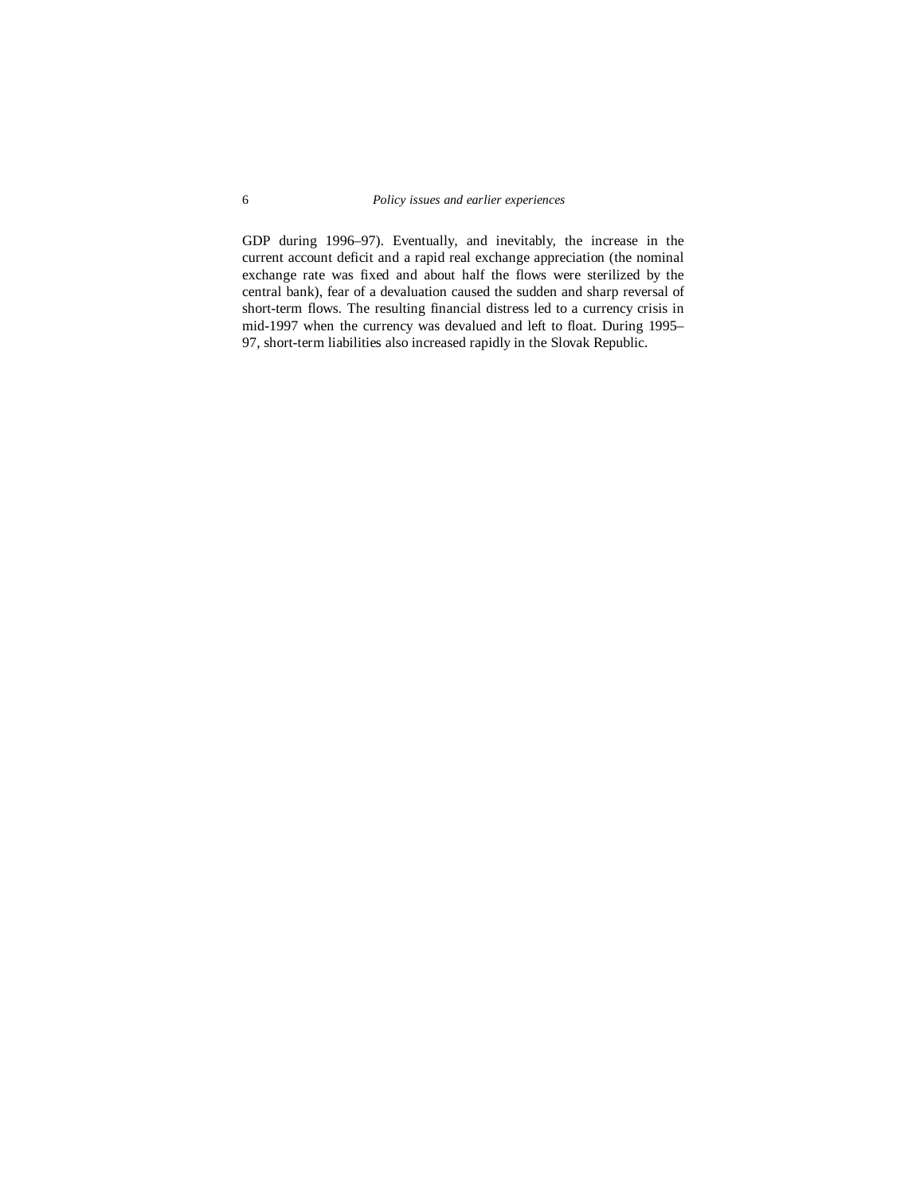GDP during 1996–97). Eventually, and inevitably, the increase in the current account deficit and a rapid real exchange appreciation (the nominal exchange rate was fixed and about half the flows were sterilized by the central bank), fear of a devaluation caused the sudden and sharp reversal of short-term flows. The resulting financial distress led to a currency crisis in mid-1997 when the currency was devalued and left to float. During 1995–97, short-term liabilities also increased rapidly in the Slovak Republic.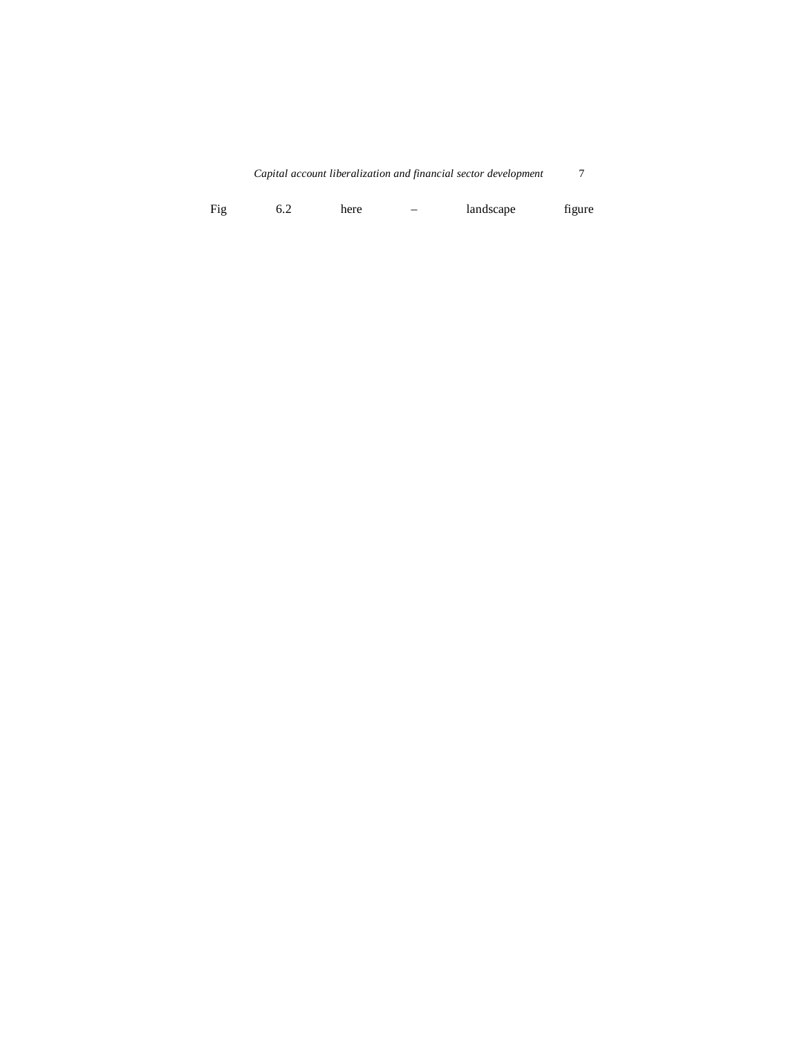Fig 6.2 here – landscape figure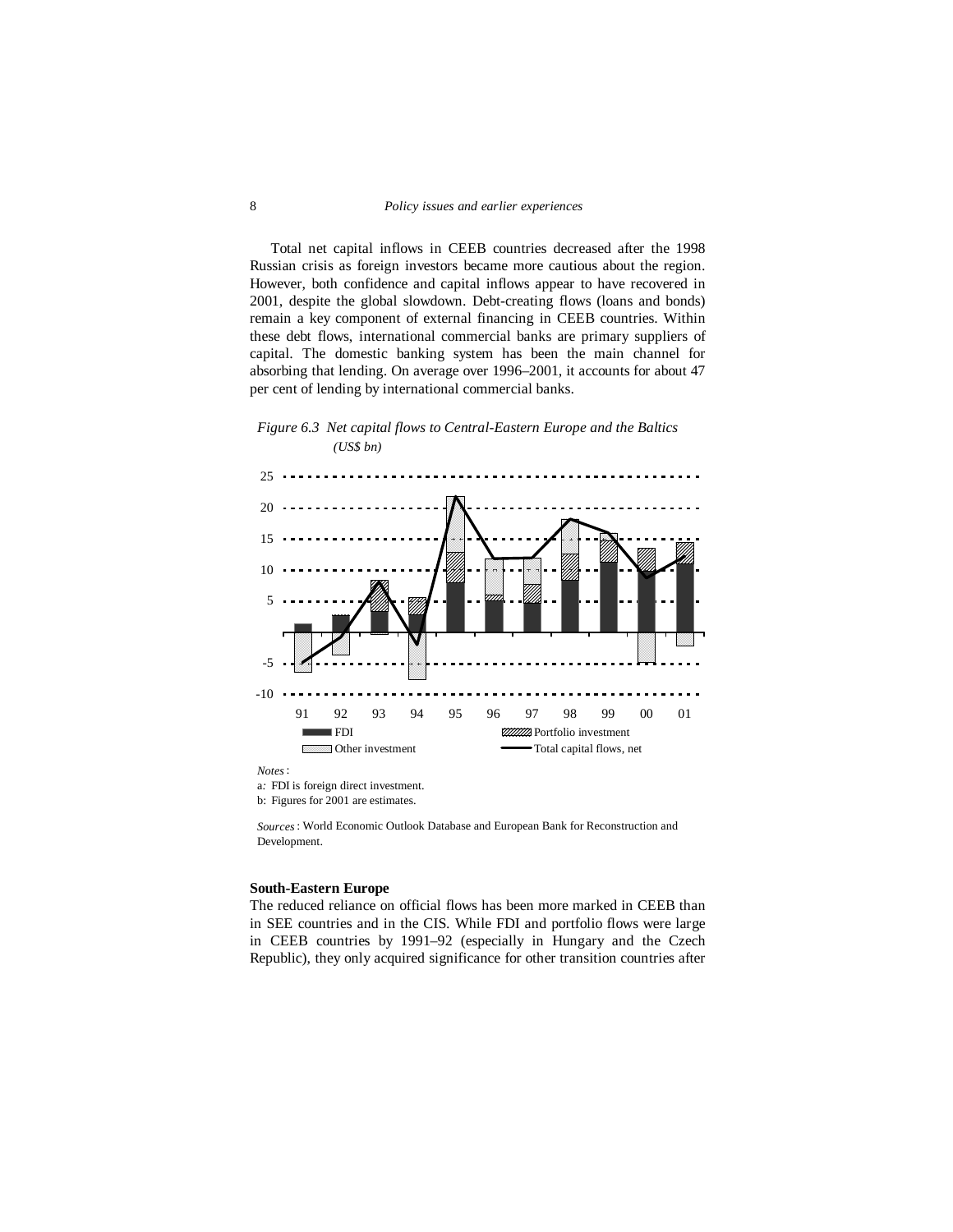Total net capital inflows in CEEB countries decreased after the 1998 Russian crisis as foreign investors became more cautious about the region. However, both confidence and capital inflows appear to have recovered in 2001, despite the global slowdown. Debt-creating flows (loans and bonds) remain a key component of external financing in CEEB countries. Within these debt flows, international commercial banks are primary suppliers of capital. The domestic banking system has been the main channel for absorbing that lending. On average over 1996–2001, it accounts for about 47 per cent of lending by international commercial banks.

*Figure 6.3 Net capital flows to Central-Eastern Europe and the Baltics (US$ bn)*

*Notes*:

a: FDI is foreign direct investment.

b: Figures for 2001 are estimates.

*Sources*: World Economic Outlook Database and European Bank for Reconstruction and Development.

**South-Eastern Europe**

The reduced reliance on official flows has been more marked in CEEB than in SEE countries and in the CIS. While FDI and portfolio flows were large in CEEB countries by 1991–92 (especially in Hungary and the Czech Republic), they only acquired significance for other transition countries after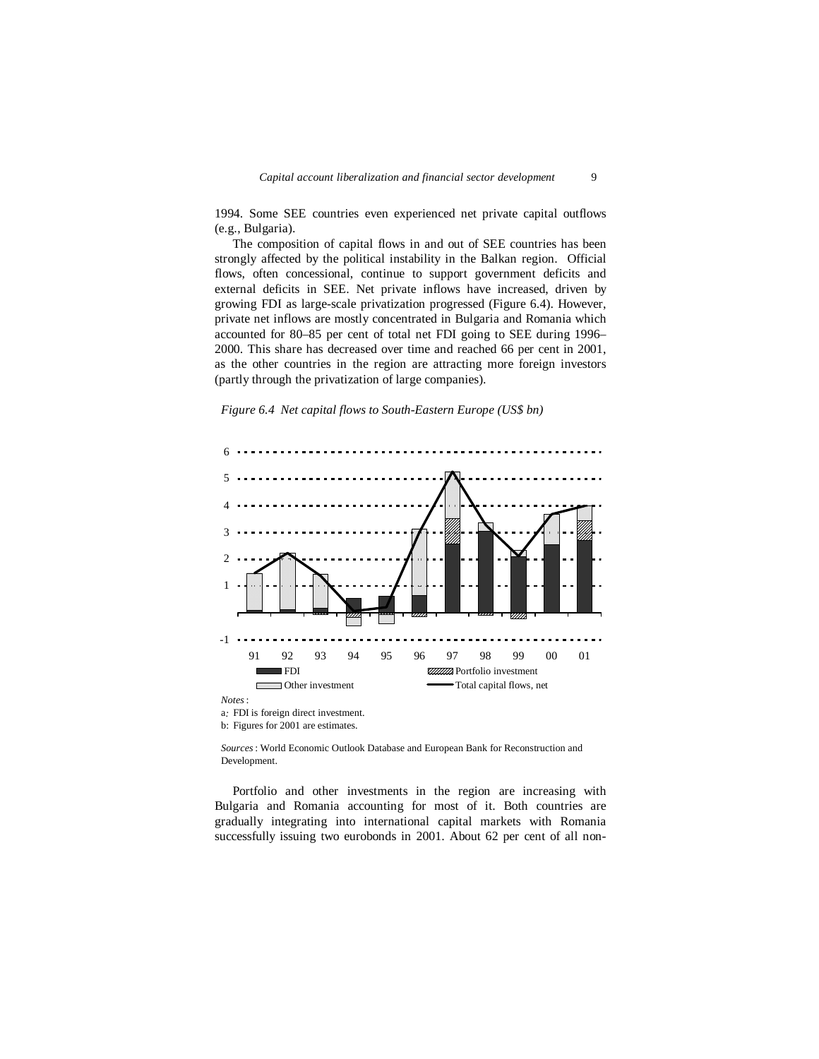1994. Some SEE countries even experienced net private capital outflows (e.g., Bulgaria).

The composition of capital flows in and out of SEE countries has been strongly affected by the political instability in the Balkan region. Official flows, often concessional, continue to support government deficits and external deficits in SEE. Net private inflows have increased, driven by growing FDI as large-scale privatization progressed (Figure 6.4). However, private net inflows are mostly concentrated in Bulgaria and Romania which accounted for 80–85 per cent of total net FDI going to SEE during 1996–2000. This share has decreased over time and reached 66 per cent in 2001, as the other countries in the region are attracting more foreign investors (partly through the privatization of large companies).

*Figure 6.4 Net capital flows to South-Eastern Europe (US$ bn)*

*Notes*:

a: FDI is foreign direct investment.

b: Figures for 2001 are estimates.

*Sources*: World Economic Outlook Database and European Bank for Reconstruction and Development.

Portfolio and other investments in the region are increasing with Bulgaria and Romania accounting for most of it. Both countries are gradually integrating into international capital markets with Romania successfully issuing two eurobonds in 2001. About 62 per cent of all non-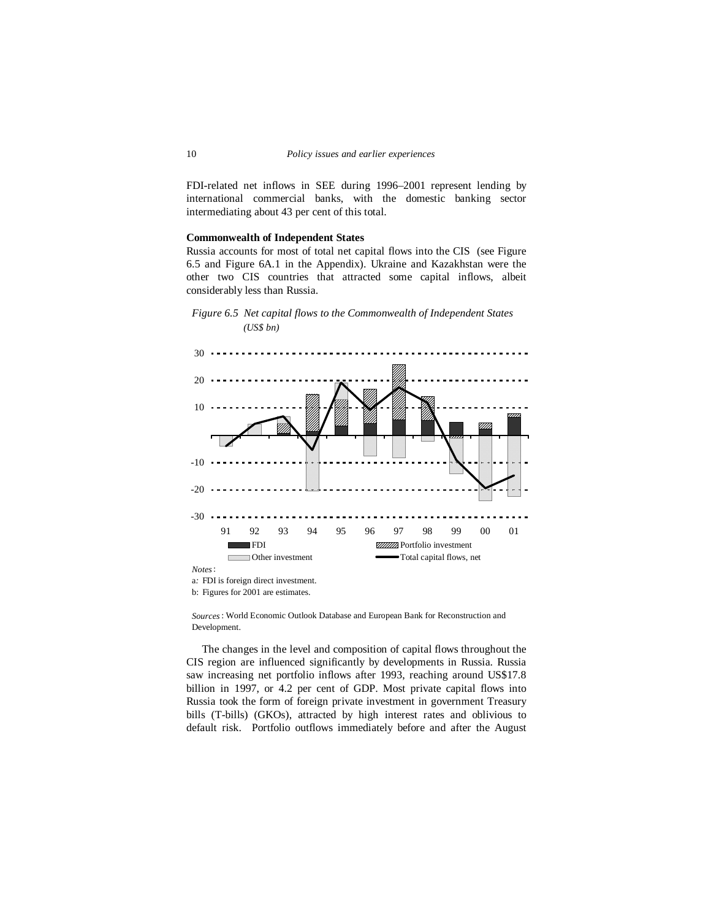FDI-related net inflows in SEE during 1996–2001 represent lending by international commercial banks, with the domestic banking sector intermediating about 43 per cent of this total.

**Commonwealth of Independent States**

Russia accounts for most of total net capital flows into the CIS (see Figure 6.5 and Figure 6A.1 in the Appendix). Ukraine and Kazakhstan were the other two CIS countries that attracted some capital inflows, albeit considerably less than Russia.

*Figure 6.5 Net capital flows to the Commonwealth of Independent States (US$ bn)*

*Notes*:

a: FDI is foreign direct investment.

b: Figures for 2001 are estimates.

*Sources*: World Economic Outlook Database and European Bank for Reconstruction and Development.

The changes in the level and composition of capital flows throughout the CIS region are influenced significantly by developments in Russia. Russia saw increasing net portfolio inflows after 1993, reaching around US$17.8 billion in 1997, or 4.2 per cent of GDP. Most private capital flows into Russia took the form of foreign private investment in government Treasury bills (T-bills) (GKOs), attracted by high interest rates and oblivious to default risk. Portfolio outflows immediately before and after the August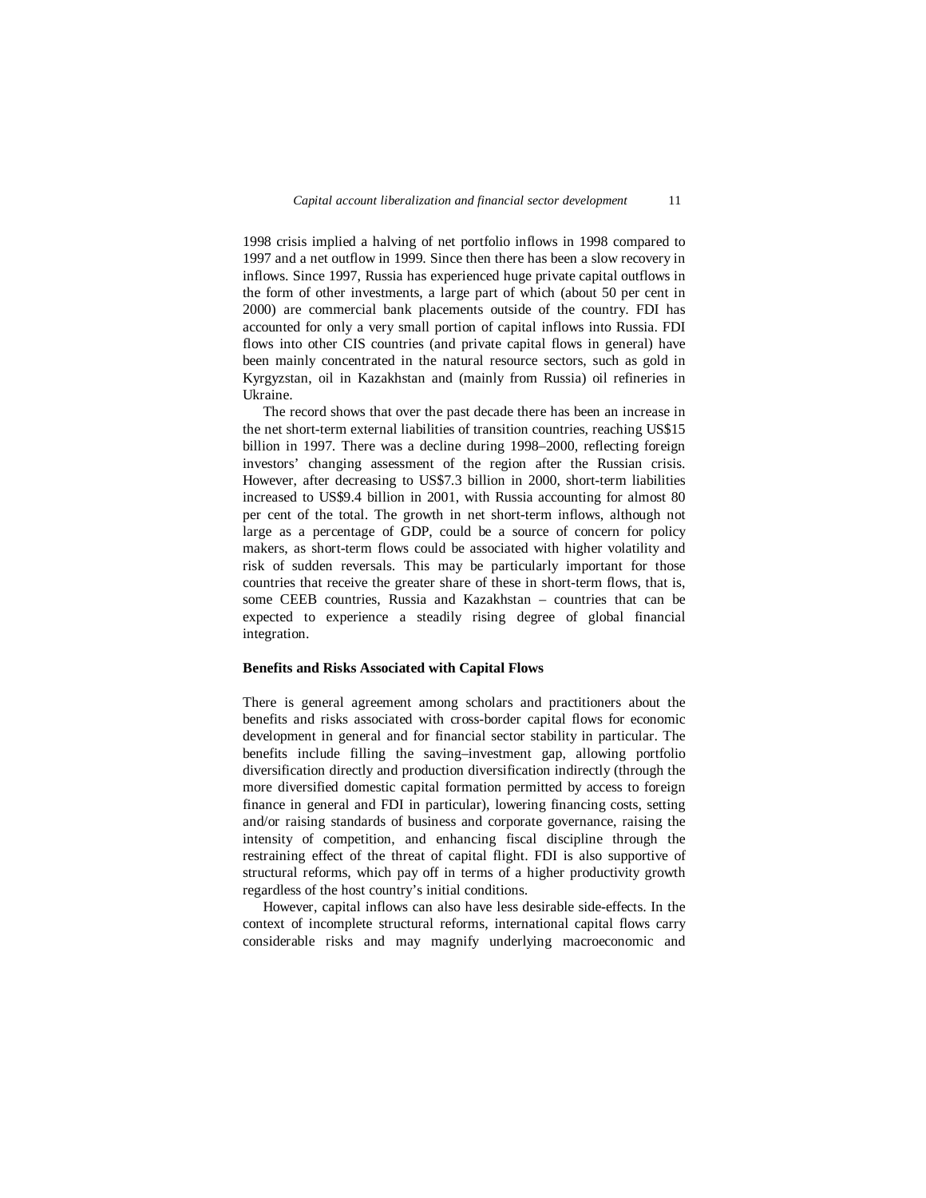1998 crisis implied a halving of net portfolio inflows in 1998 compared to 1997 and a net outflow in 1999. Since then there has been a slow recovery in inflows. Since 1997, Russia has experienced huge private capital outflows in the form of other investments, a large part of which (about 50 per cent in 2000) are commercial bank placements outside of the country. FDI has accounted for only a very small portion of capital inflows into Russia. FDI flows into other CIS countries (and private capital flows in general) have been mainly concentrated in the natural resource sectors, such as gold in Kyrgyzstan, oil in Kazakhstan and (mainly from Russia) oil refineries in Ukraine.

The record shows that over the past decade there has been an increase in the net short-term external liabilities of transition countries, reaching US$15 billion in 1997. There was a decline during 1998–2000, reflecting foreign investors' changing assessment of the region after the Russian crisis. However, after decreasing to US$7.3 billion in 2000, short-term liabilities increased to US$9.4 billion in 2001, with Russia accounting for almost 80 per cent of the total. The growth in net short-term inflows, although not large as a percentage of GDP, could be a source of concern for policy makers, as short-term flows could be associated with higher volatility and risk of sudden reversals. This may be particularly important for those countries that receive the greater share of these in short-term flows, that is, some CEEB countries, Russia and Kazakhstan – countries that can be expected to experience a steadily rising degree of global financial integration.

### Benefits and Risks Associated with Capital Flows

There is general agreement among scholars and practitioners about the benefits and risks associated with cross-border capital flows for economic development in general and for financial sector stability in particular. The benefits include filling the saving–investment gap, allowing portfolio diversification directly and production diversification indirectly (through the more diversified domestic capital formation permitted by access to foreign finance in general and FDI in particular), lowering financing costs, setting and/or raising standards of business and corporate governance, raising the intensity of competition, and enhancing fiscal discipline through the restraining effect of the threat of capital flight. FDI is also supportive of structural reforms, which pay off in terms of a higher productivity growth regardless of the host country's initial conditions.

However, capital inflows can also have less desirable side-effects. In the context of incomplete structural reforms, international capital flows carry considerable risks and may magnify underlying macroeconomic and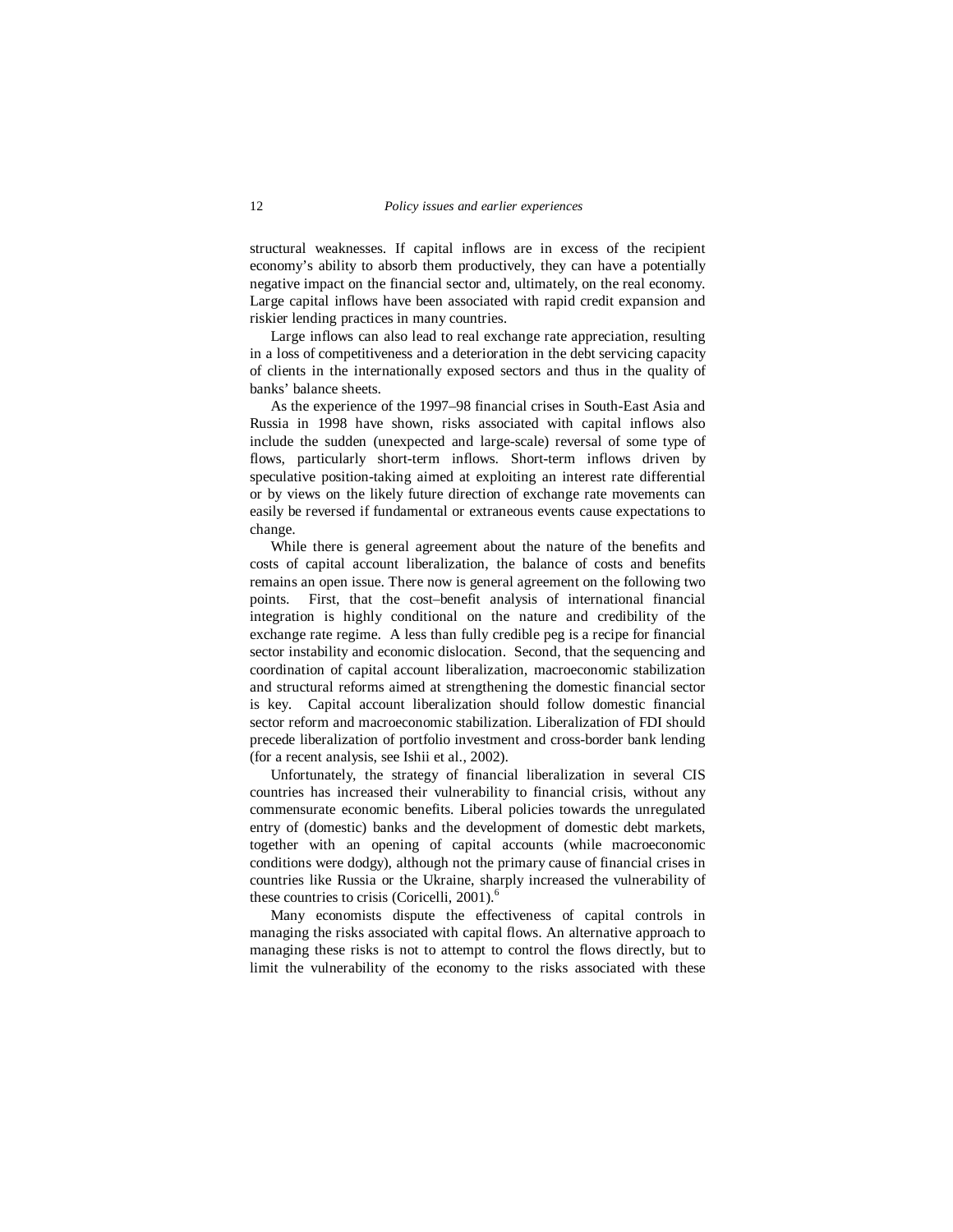structural weaknesses. If capital inflows are in excess of the recipient economy's ability to absorb them productively, they can have a potentially negative impact on the financial sector and, ultimately, on the real economy. Large capital inflows have been associated with rapid credit expansion and riskier lending practices in many countries.

Large inflows can also lead to real exchange rate appreciation, resulting in a loss of competitiveness and a deterioration in the debt servicing capacity of clients in the internationally exposed sectors and thus in the quality of banks' balance sheets.

As the experience of the 1997–98 financial crises in South-East Asia and Russia in 1998 have shown, risks associated with capital inflows also include the sudden (unexpected and large-scale) reversal of some type of flows, particularly short-term inflows. Short-term inflows driven by speculative position-taking aimed at exploiting an interest rate differential or by views on the likely future direction of exchange rate movements can easily be reversed if fundamental or extraneous events cause expectations to change.

While there is general agreement about the nature of the benefits and costs of capital account liberalization, the balance of costs and benefits remains an open issue. There now is general agreement on the following two points. First, that the cost–benefit analysis of international financial integration is highly conditional on the nature and credibility of the exchange rate regime. A less than fully credible peg is a recipe for financial sector instability and economic dislocation. Second, that the sequencing and coordination of capital account liberalization, macroeconomic stabilization and structural reforms aimed at strengthening the domestic financial sector is key. Capital account liberalization should follow domestic financial sector reform and macroeconomic stabilization. Liberalization of FDI should precede liberalization of portfolio investment and cross-border bank lending (for a recent analysis, see Ishii et al., 2002).

Unfortunately, the strategy of financial liberalization in several CIS countries has increased their vulnerability to financial crisis, without any commensurate economic benefits. Liberal policies towards the unregulated entry of (domestic) banks and the development of domestic debt markets, together with an opening of capital accounts (while macroeconomic conditions were dodgy), although not the primary cause of financial crises in countries like Russia or the Ukraine, sharply increased the vulnerability of these countries to crisis (Coricelli, 2001).[6]

Many economists dispute the effectiveness of capital controls in managing the risks associated with capital flows. An alternative approach to managing these risks is not to attempt to control the flows directly, but to limit the vulnerability of the economy to the risks associated with these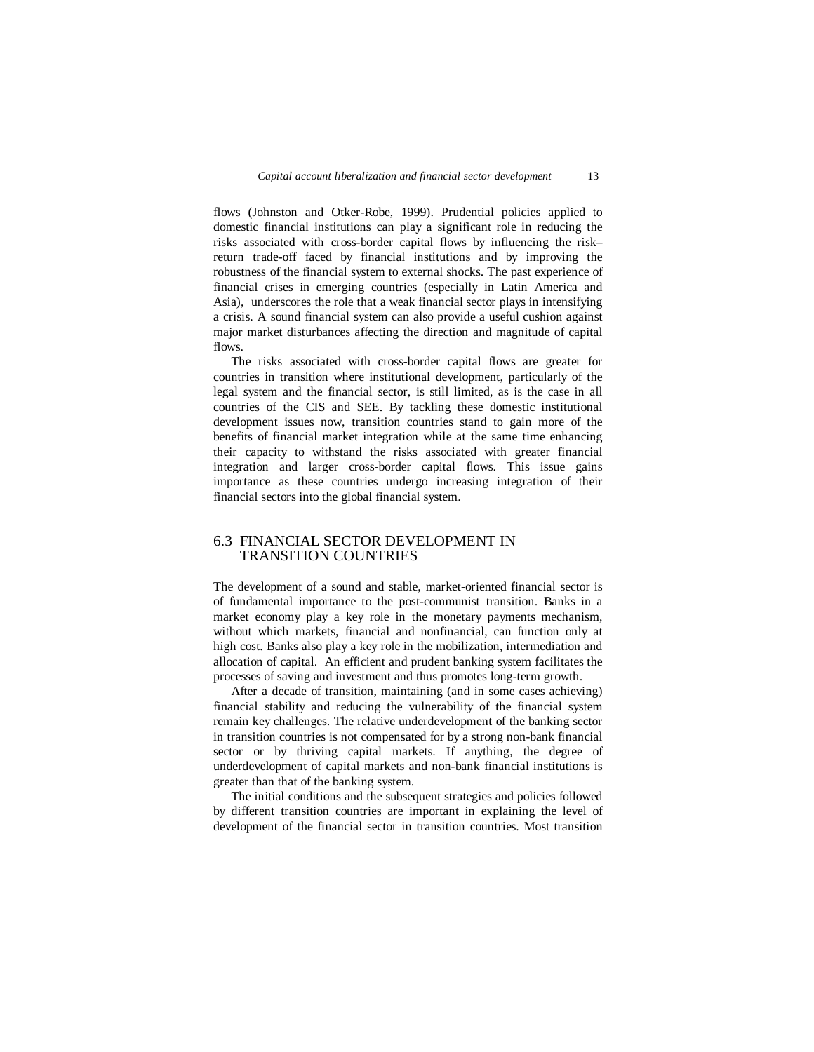flows (Johnston and Otker-Robe, 1999). Prudential policies applied to domestic financial institutions can play a significant role in reducing the risks associated with cross-border capital flows by influencing the risk–return trade-off faced by financial institutions and by improving the robustness of the financial system to external shocks. The past experience of financial crises in emerging countries (especially in Latin America and Asia), underscores the role that a weak financial sector plays in intensifying a crisis. A sound financial system can also provide a useful cushion against major market disturbances affecting the direction and magnitude of capital flows.

The risks associated with cross-border capital flows are greater for countries in transition where institutional development, particularly of the legal system and the financial sector, is still limited, as is the case in all countries of the CIS and SEE. By tackling these domestic institutional development issues now, transition countries stand to gain more of the benefits of financial market integration while at the same time enhancing their capacity to withstand the risks associated with greater financial integration and larger cross-border capital flows. This issue gains importance as these countries undergo increasing integration of their financial sectors into the global financial system.

## 6.3 FINANCIAL SECTOR DEVELOPMENT IN TRANSITION COUNTRIES

The development of a sound and stable, market-oriented financial sector is of fundamental importance to the post-communist transition. Banks in a market economy play a key role in the monetary payments mechanism, without which markets, financial and nonfinancial, can function only at high cost. Banks also play a key role in the mobilization, intermediation and allocation of capital. An efficient and prudent banking system facilitates the processes of saving and investment and thus promotes long-term growth.

After a decade of transition, maintaining (and in some cases achieving) financial stability and reducing the vulnerability of the financial system remain key challenges. The relative underdevelopment of the banking sector in transition countries is not compensated for by a strong non-bank financial sector or by thriving capital markets. If anything, the degree of underdevelopment of capital markets and non-bank financial institutions is greater than that of the banking system.

The initial conditions and the subsequent strategies and policies followed by different transition countries are important in explaining the level of development of the financial sector in transition countries. Most transition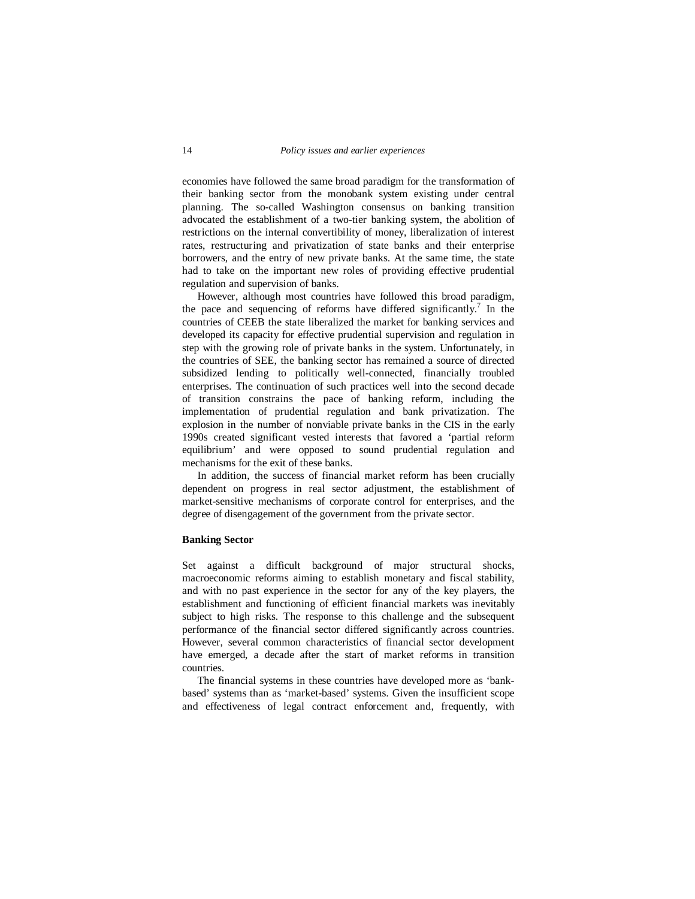economies have followed the same broad paradigm for the transformation of their banking sector from the monobank system existing under central planning. The so-called Washington consensus on banking transition advocated the establishment of a two-tier banking system, the abolition of restrictions on the internal convertibility of money, liberalization of interest rates, restructuring and privatization of state banks and their enterprise borrowers, and the entry of new private banks. At the same time, the state had to take on the important new roles of providing effective prudential regulation and supervision of banks.

However, although most countries have followed this broad paradigm, the pace and sequencing of reforms have differed significantly.[7] In the countries of CEEB the state liberalized the market for banking services and developed its capacity for effective prudential supervision and regulation in step with the growing role of private banks in the system. Unfortunately, in the countries of SEE, the banking sector has remained a source of directed subsidized lending to politically well-connected, financially troubled enterprises. The continuation of such practices well into the second decade of transition constrains the pace of banking reform, including the implementation of prudential regulation and bank privatization. The explosion in the number of nonviable private banks in the CIS in the early 1990s created significant vested interests that favored a 'partial reform equilibrium' and were opposed to sound prudential regulation and mechanisms for the exit of these banks.

In addition, the success of financial market reform has been crucially dependent on progress in real sector adjustment, the establishment of market-sensitive mechanisms of corporate control for enterprises, and the degree of disengagement of the government from the private sector.

**Banking Sector**

Set against a difficult background of major structural shocks, macroeconomic reforms aiming to establish monetary and fiscal stability, and with no past experience in the sector for any of the key players, the establishment and functioning of efficient financial markets was inevitably subject to high risks. The response to this challenge and the subsequent performance of the financial sector differed significantly across countries. However, several common characteristics of financial sector development have emerged, a decade after the start of market reforms in transition countries.

The financial systems in these countries have developed more as 'bank-based' systems than as 'market-based' systems. Given the insufficient scope and effectiveness of legal contract enforcement and, frequently, with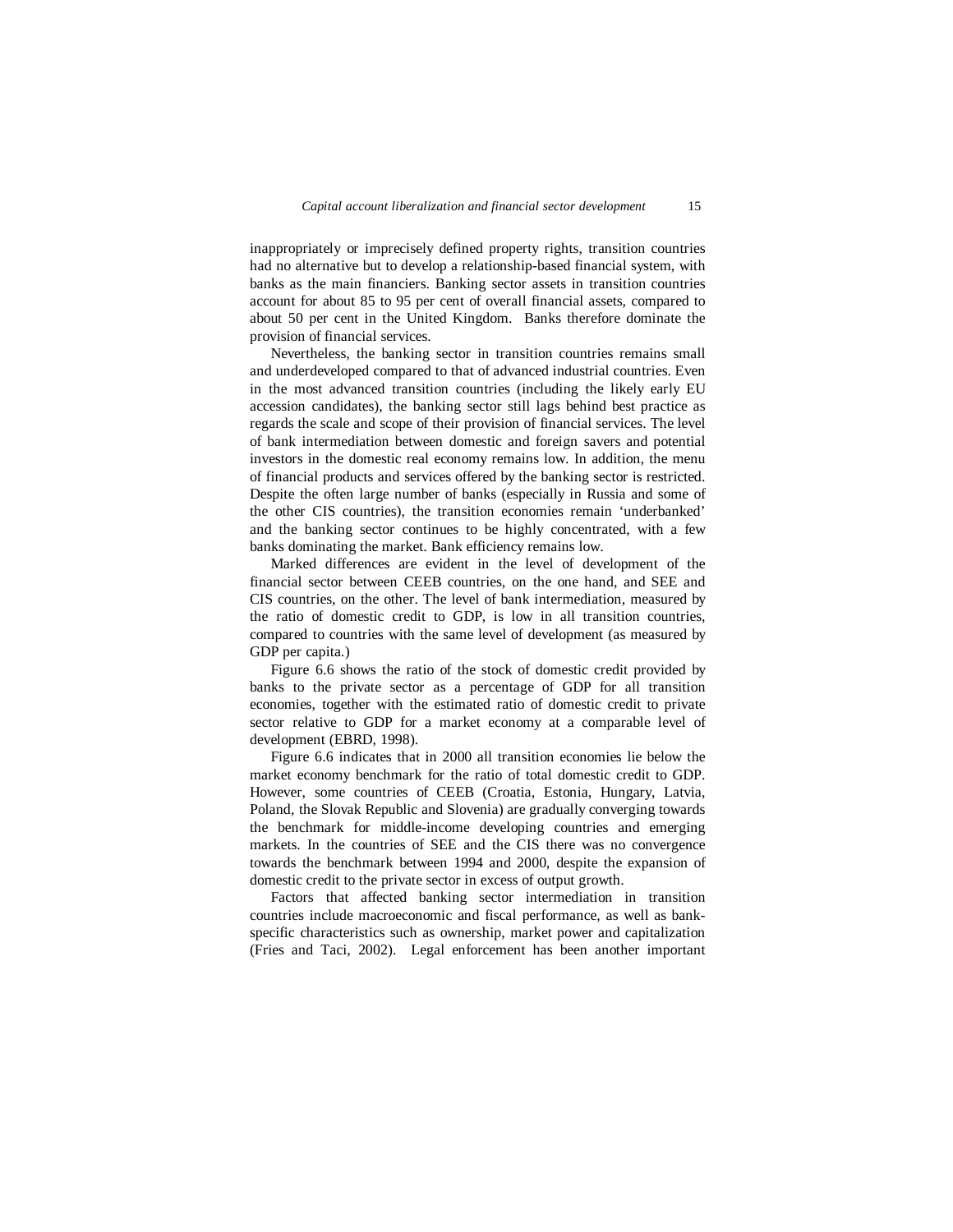inappropriately or imprecisely defined property rights, transition countries had no alternative but to develop a relationship-based financial system, with banks as the main financiers. Banking sector assets in transition countries account for about 85 to 95 per cent of overall financial assets, compared to about 50 per cent in the United Kingdom. Banks therefore dominate the provision of financial services.

Nevertheless, the banking sector in transition countries remains small and underdeveloped compared to that of advanced industrial countries. Even in the most advanced transition countries (including the likely early EU accession candidates), the banking sector still lags behind best practice as regards the scale and scope of their provision of financial services. The level of bank intermediation between domestic and foreign savers and potential investors in the domestic real economy remains low. In addition, the menu of financial products and services offered by the banking sector is restricted. Despite the often large number of banks (especially in Russia and some of the other CIS countries), the transition economies remain 'underbanked' and the banking sector continues to be highly concentrated, with a few banks dominating the market. Bank efficiency remains low.

Marked differences are evident in the level of development of the financial sector between CEEB countries, on the one hand, and SEE and CIS countries, on the other. The level of bank intermediation, measured by the ratio of domestic credit to GDP, is low in all transition countries, compared to countries with the same level of development (as measured by GDP per capita.)

Figure 6.6 shows the ratio of the stock of domestic credit provided by banks to the private sector as a percentage of GDP for all transition economies, together with the estimated ratio of domestic credit to private sector relative to GDP for a market economy at a comparable level of development (EBRD, 1998).

Figure 6.6 indicates that in 2000 all transition economies lie below the market economy benchmark for the ratio of total domestic credit to GDP. However, some countries of CEEB (Croatia, Estonia, Hungary, Latvia, Poland, the Slovak Republic and Slovenia) are gradually converging towards the benchmark for middle-income developing countries and emerging markets. In the countries of SEE and the CIS there was no convergence towards the benchmark between 1994 and 2000, despite the expansion of domestic credit to the private sector in excess of output growth.

Factors that affected banking sector intermediation in transition countries include macroeconomic and fiscal performance, as well as bank-specific characteristics such as ownership, market power and capitalization (Fries and Taci, 2002). Legal enforcement has been another important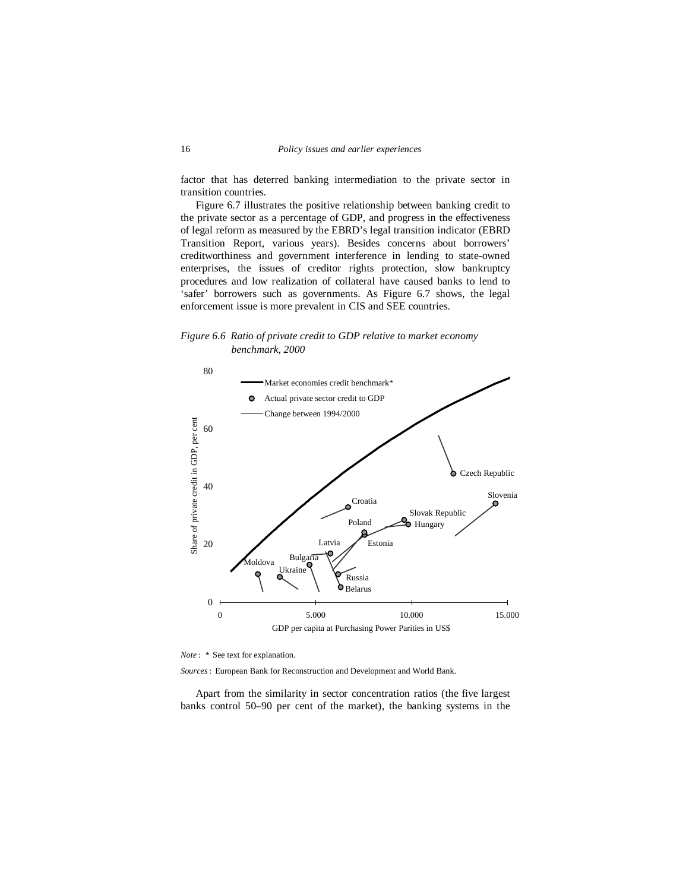factor that has deterred banking intermediation to the private sector in transition countries.

Figure 6.7 illustrates the positive relationship between banking credit to the private sector as a percentage of GDP, and progress in the effectiveness of legal reform as measured by the EBRD's legal transition indicator (EBRD Transition Report, various years). Besides concerns about borrowers' creditworthiness and government interference in lending to state-owned enterprises, the issues of creditor rights protection, slow bankruptcy procedures and low realization of collateral have caused banks to lend to 'safer' borrowers such as governments. As Figure 6.7 shows, the legal enforcement issue is more prevalent in CIS and SEE countries.

*Figure 6.6 Ratio of private credit to GDP relative to market economy benchmark, 2000*

*Note*: * See text for explanation.

*Sources*: European Bank for Reconstruction and Development and World Bank.

Apart from the similarity in sector concentration ratios (the five largest banks control 50–90 per cent of the market), the banking systems in the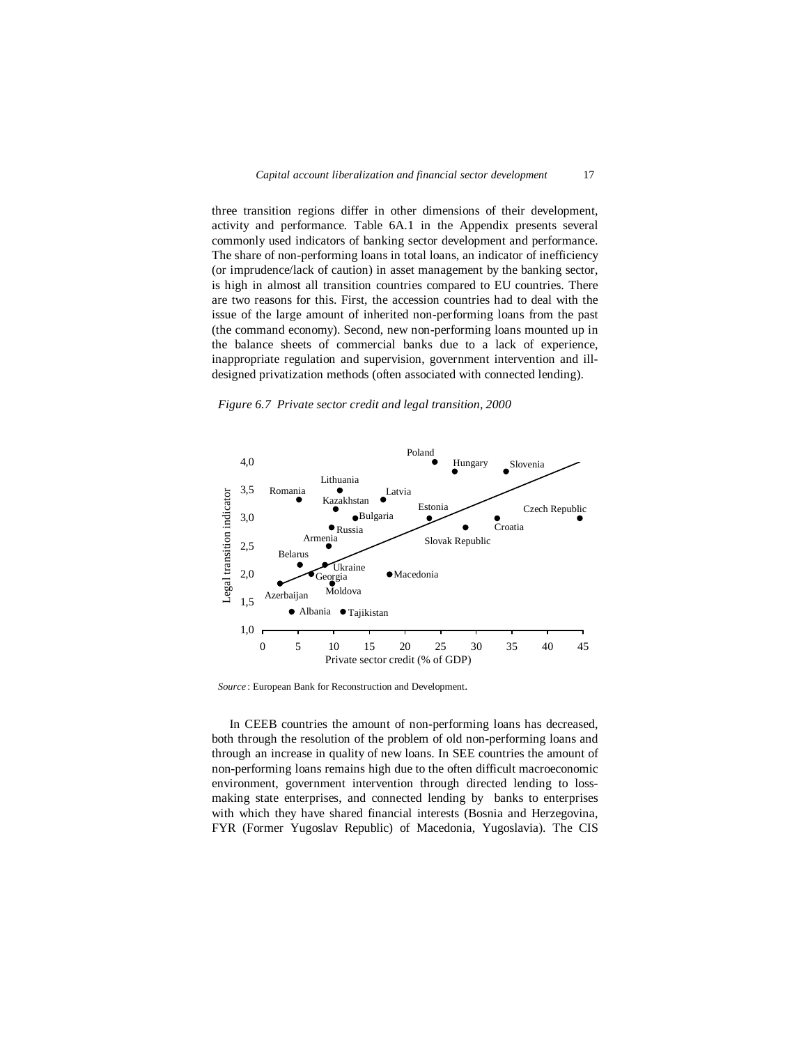three transition regions differ in other dimensions of their development, activity and performance. Table 6A.1 in the Appendix presents several commonly used indicators of banking sector development and performance. The share of non-performing loans in total loans, an indicator of inefficiency (or imprudence/lack of caution) in asset management by the banking sector, is high in almost all transition countries compared to EU countries. There are two reasons for this. First, the accession countries had to deal with the issue of the large amount of inherited non-performing loans from the past (the command economy). Second, new non-performing loans mounted up in the balance sheets of commercial banks due to a lack of experience, inappropriate regulation and supervision, government intervention and ill-designed privatization methods (often associated with connected lending).

*Figure 6.7 Private sector credit and legal transition, 2000*

*Source*: European Bank for Reconstruction and Development.

In CEEB countries the amount of non-performing loans has decreased, both through the resolution of the problem of old non-performing loans and through an increase in quality of new loans. In SEE countries the amount of non-performing loans remains high due to the often difficult macroeconomic environment, government intervention through directed lending to loss-making state enterprises, and connected lending by banks to enterprises with which they have shared financial interests (Bosnia and Herzegovina, FYR (Former Yugoslav Republic) of Macedonia, Yugoslavia). The CIS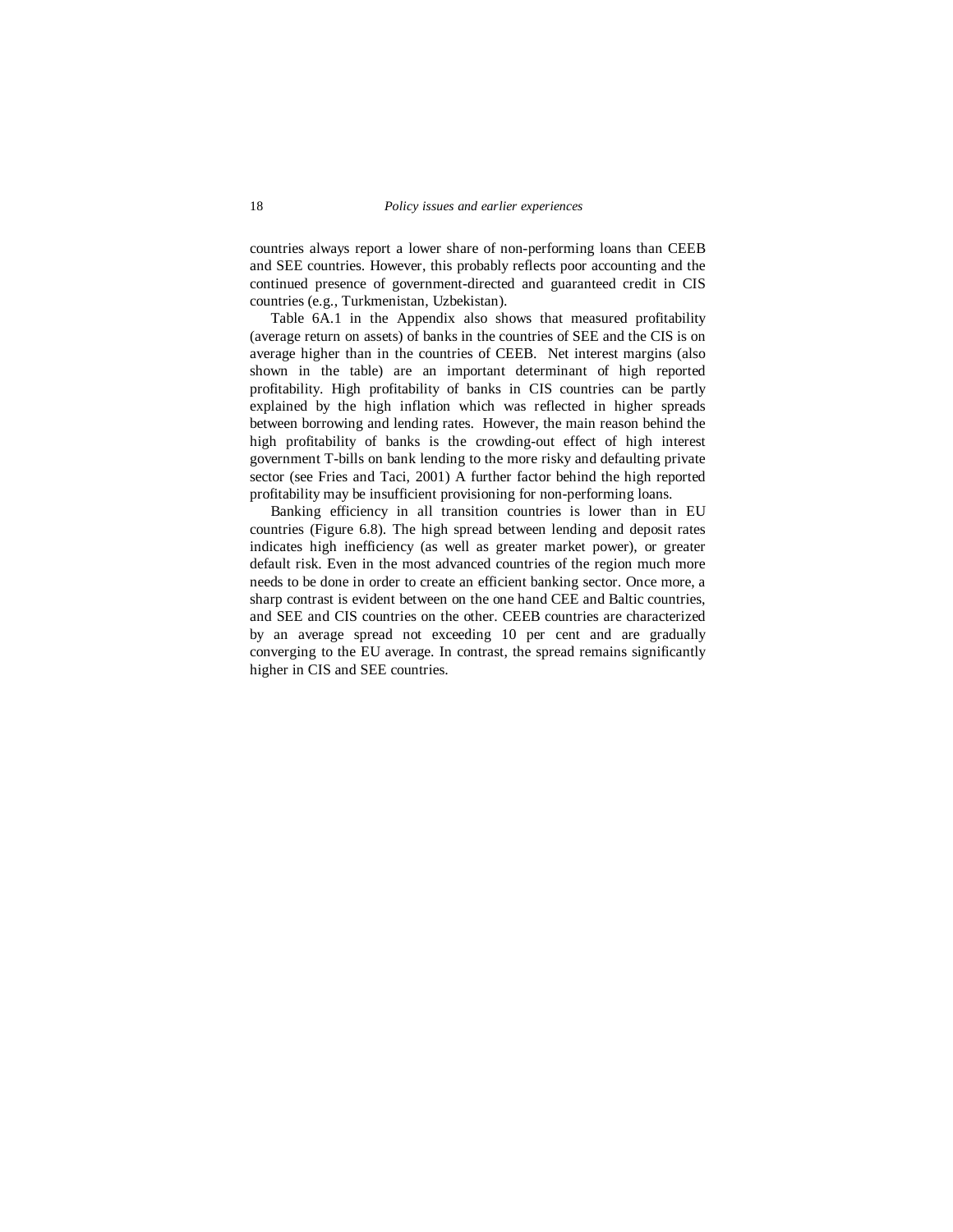countries always report a lower share of non-performing loans than CEEB and SEE countries. However, this probably reflects poor accounting and the continued presence of government-directed and guaranteed credit in CIS countries (e.g., Turkmenistan, Uzbekistan).

Table 6A.1 in the Appendix also shows that measured profitability (average return on assets) of banks in the countries of SEE and the CIS is on average higher than in the countries of CEEB. Net interest margins (also shown in the table) are an important determinant of high reported profitability. High profitability of banks in CIS countries can be partly explained by the high inflation which was reflected in higher spreads between borrowing and lending rates. However, the main reason behind the high profitability of banks is the crowding-out effect of high interest government T-bills on bank lending to the more risky and defaulting private sector (see Fries and Taci, 2001) A further factor behind the high reported profitability may be insufficient provisioning for non-performing loans.

Banking efficiency in all transition countries is lower than in EU countries (Figure 6.8). The high spread between lending and deposit rates indicates high inefficiency (as well as greater market power), or greater default risk. Even in the most advanced countries of the region much more needs to be done in order to create an efficient banking sector. Once more, a sharp contrast is evident between on the one hand CEE and Baltic countries, and SEE and CIS countries on the other. CEEB countries are characterized by an average spread not exceeding 10 per cent and are gradually converging to the EU average. In contrast, the spread remains significantly higher in CIS and SEE countries.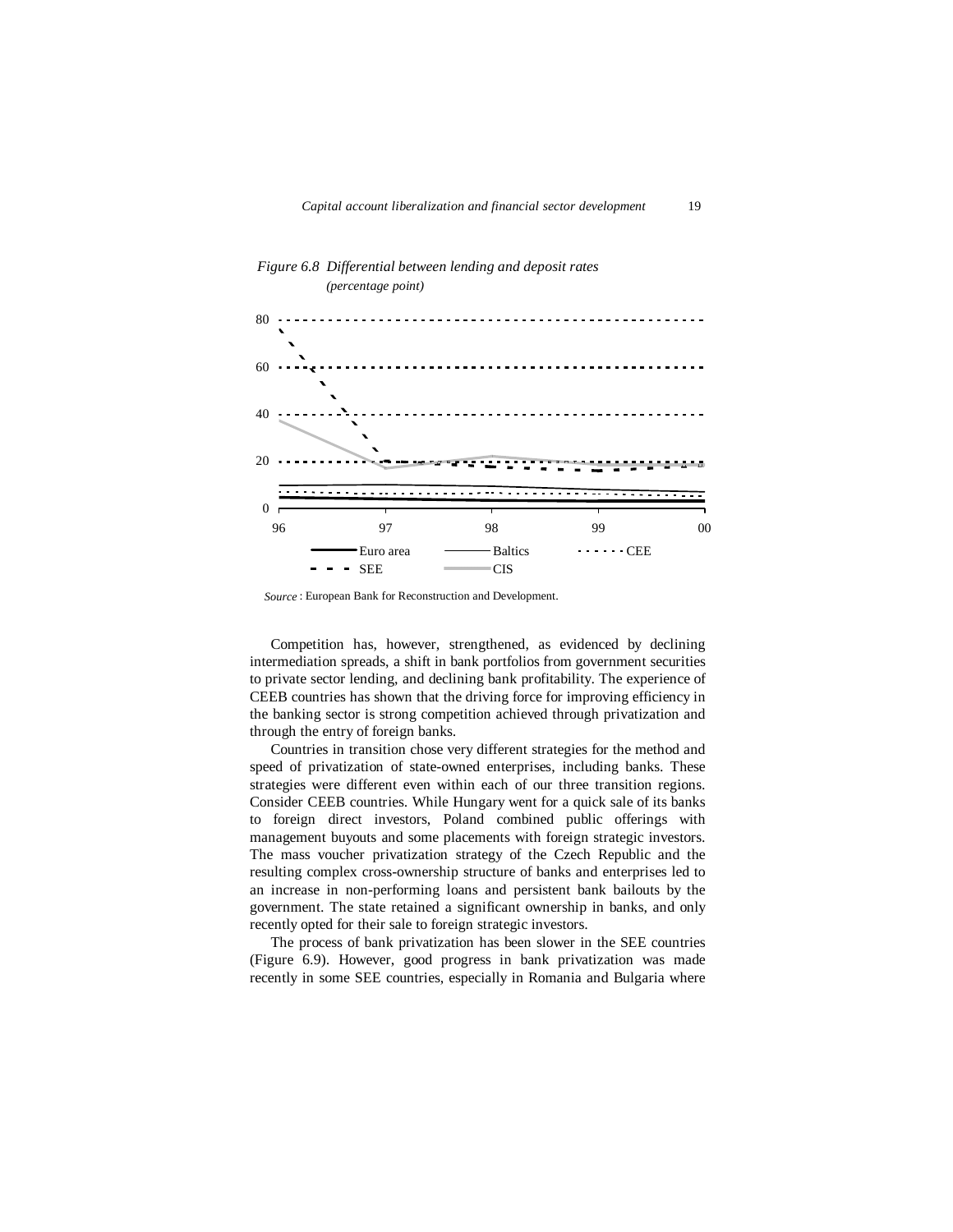*Figure 6.8 Differential between lending and deposit rates*
*(percentage point)*

*Source* : European Bank for Reconstruction and Development.

Competition has, however, strengthened, as evidenced by declining intermediation spreads, a shift in bank portfolios from government securities to private sector lending, and declining bank profitability. The experience of CEEB countries has shown that the driving force for improving efficiency in the banking sector is strong competition achieved through privatization and through the entry of foreign banks.

Countries in transition chose very different strategies for the method and speed of privatization of state-owned enterprises, including banks. These strategies were different even within each of our three transition regions. Consider CEEB countries. While Hungary went for a quick sale of its banks to foreign direct investors, Poland combined public offerings with management buyouts and some placements with foreign strategic investors. The mass voucher privatization strategy of the Czech Republic and the resulting complex cross-ownership structure of banks and enterprises led to an increase in non-performing loans and persistent bank bailouts by the government. The state retained a significant ownership in banks, and only recently opted for their sale to foreign strategic investors.

The process of bank privatization has been slower in the SEE countries (Figure 6.9). However, good progress in bank privatization was made recently in some SEE countries, especially in Romania and Bulgaria where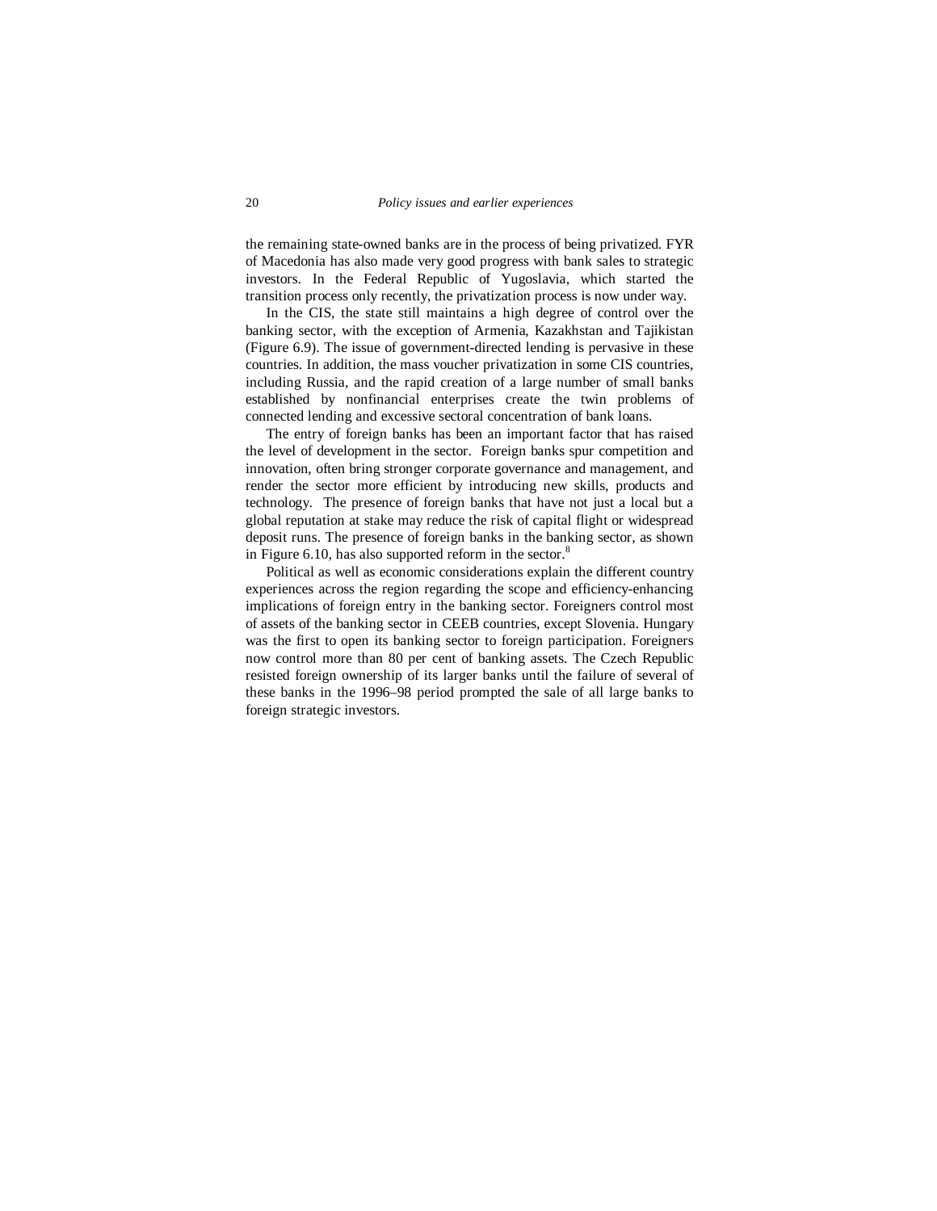the remaining state-owned banks are in the process of being privatized. FYR of Macedonia has also made very good progress with bank sales to strategic investors. In the Federal Republic of Yugoslavia, which started the transition process only recently, the privatization process is now under way.

In the CIS, the state still maintains a high degree of control over the banking sector, with the exception of Armenia, Kazakhstan and Tajikistan (Figure 6.9). The issue of government-directed lending is pervasive in these countries. In addition, the mass voucher privatization in some CIS countries, including Russia, and the rapid creation of a large number of small banks established by nonfinancial enterprises create the twin problems of connected lending and excessive sectoral concentration of bank loans.

The entry of foreign banks has been an important factor that has raised the level of development in the sector. Foreign banks spur competition and innovation, often bring stronger corporate governance and management, and render the sector more efficient by introducing new skills, products and technology. The presence of foreign banks that have not just a local but a global reputation at stake may reduce the risk of capital flight or widespread deposit runs. The presence of foreign banks in the banking sector, as shown in Figure 6.10, has also supported reform in the sector.[8]

Political as well as economic considerations explain the different country experiences across the region regarding the scope and efficiency-enhancing implications of foreign entry in the banking sector. Foreigners control most of assets of the banking sector in CEEB countries, except Slovenia. Hungary was the first to open its banking sector to foreign participation. Foreigners now control more than 80 per cent of banking assets. The Czech Republic resisted foreign ownership of its larger banks until the failure of several of these banks in the 1996–98 period prompted the sale of all large banks to foreign strategic investors.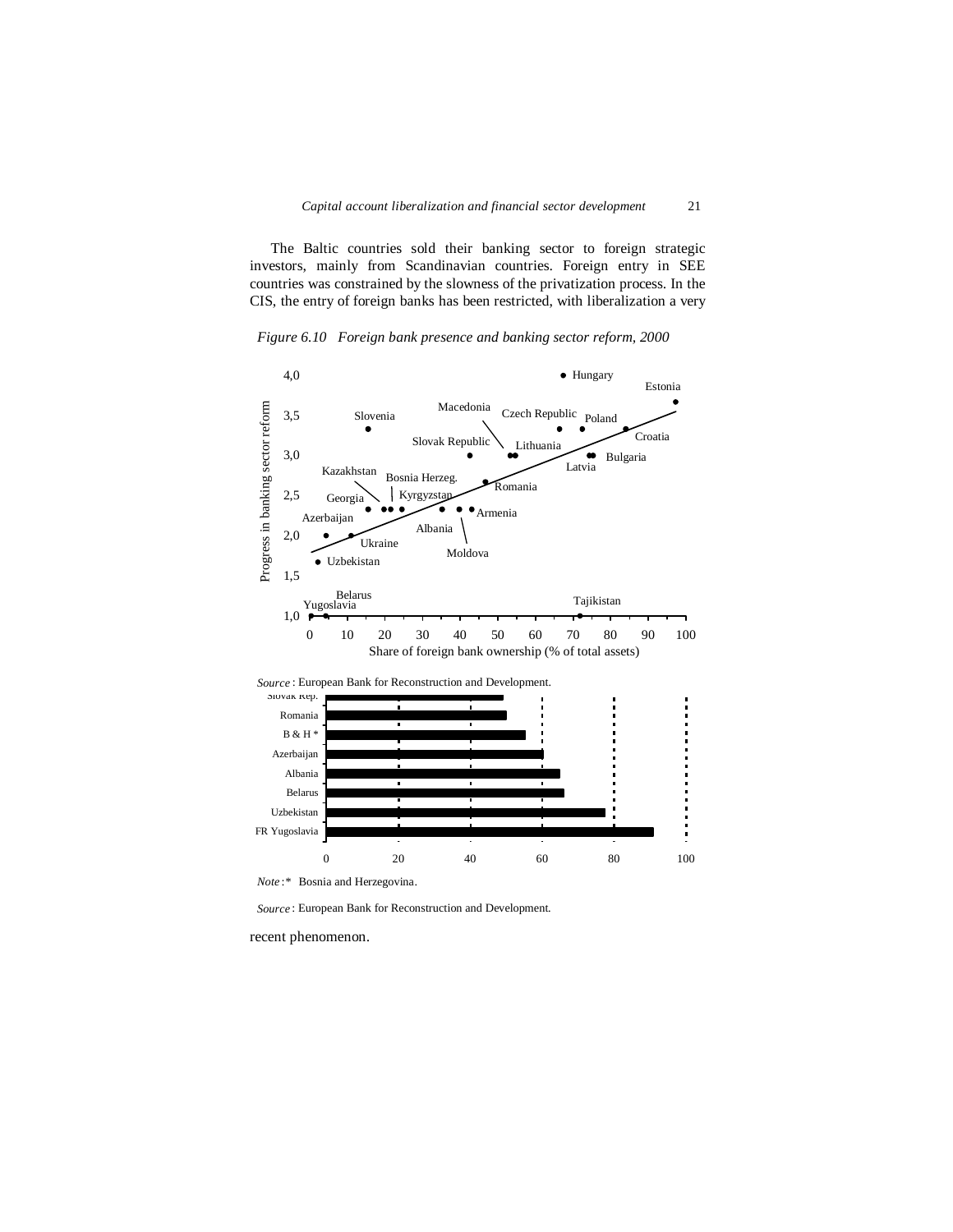The Baltic countries sold their banking sector to foreign strategic investors, mainly from Scandinavian countries. Foreign entry in SEE countries was constrained by the slowness of the privatization process. In the CIS, the entry of foreign banks has been restricted, with liberalization a very

*Figure 6.10 Foreign bank presence and banking sector reform, 2000*

*Source*: European Bank for Reconstruction and Development.

*Note*:* Bosnia and Herzegovina.

*Source*: European Bank for Reconstruction and Development.

recent phenomenon.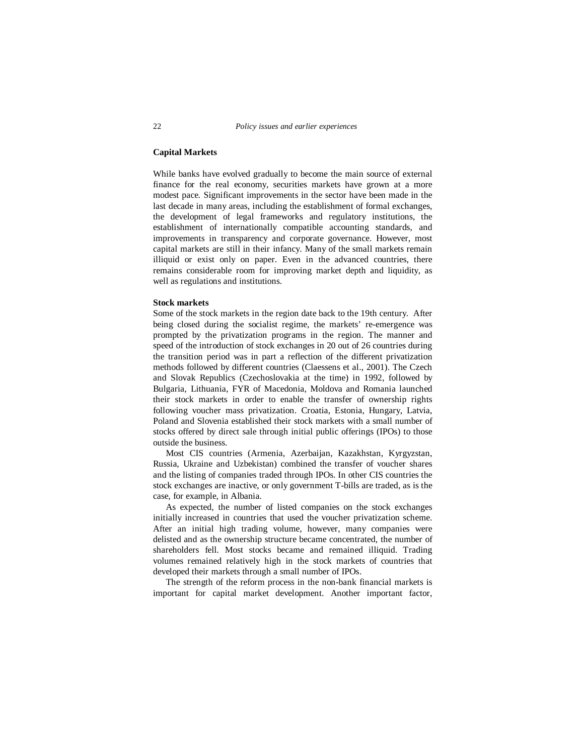## Capital Markets

While banks have evolved gradually to become the main source of external finance for the real economy, securities markets have grown at a more modest pace. Significant improvements in the sector have been made in the last decade in many areas, including the establishment of formal exchanges, the development of legal frameworks and regulatory institutions, the establishment of internationally compatible accounting standards, and improvements in transparency and corporate governance. However, most capital markets are still in their infancy. Many of the small markets remain illiquid or exist only on paper. Even in the advanced countries, there remains considerable room for improving market depth and liquidity, as well as regulations and institutions.

### Stock markets

Some of the stock markets in the region date back to the 19th century. After being closed during the socialist regime, the markets' re-emergence was prompted by the privatization programs in the region. The manner and speed of the introduction of stock exchanges in 20 out of 26 countries during the transition period was in part a reflection of the different privatization methods followed by different countries (Claessens et al., 2001). The Czech and Slovak Republics (Czechoslovakia at the time) in 1992, followed by Bulgaria, Lithuania, FYR of Macedonia, Moldova and Romania launched their stock markets in order to enable the transfer of ownership rights following voucher mass privatization. Croatia, Estonia, Hungary, Latvia, Poland and Slovenia established their stock markets with a small number of stocks offered by direct sale through initial public offerings (IPOs) to those outside the business.

Most CIS countries (Armenia, Azerbaijan, Kazakhstan, Kyrgyzstan, Russia, Ukraine and Uzbekistan) combined the transfer of voucher shares and the listing of companies traded through IPOs. In other CIS countries the stock exchanges are inactive, or only government T-bills are traded, as is the case, for example, in Albania.

As expected, the number of listed companies on the stock exchanges initially increased in countries that used the voucher privatization scheme. After an initial high trading volume, however, many companies were delisted and as the ownership structure became concentrated, the number of shareholders fell. Most stocks became and remained illiquid. Trading volumes remained relatively high in the stock markets of countries that developed their markets through a small number of IPOs.

The strength of the reform process in the non-bank financial markets is important for capital market development. Another important factor,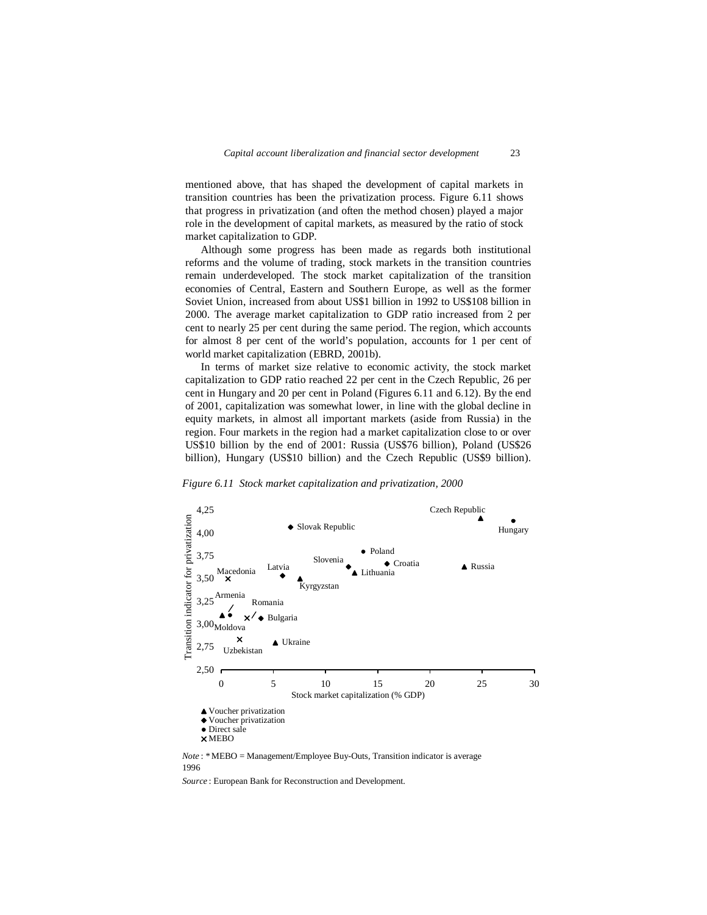mentioned above, that has shaped the development of capital markets in transition countries has been the privatization process. Figure 6.11 shows that progress in privatization (and often the method chosen) played a major role in the development of capital markets, as measured by the ratio of stock market capitalization to GDP.

Although some progress has been made as regards both institutional reforms and the volume of trading, stock markets in the transition countries remain underdeveloped. The stock market capitalization of the transition economies of Central, Eastern and Southern Europe, as well as the former Soviet Union, increased from about US$1 billion in 1992 to US$108 billion in 2000. The average market capitalization to GDP ratio increased from 2 per cent to nearly 25 per cent during the same period. The region, which accounts for almost 8 per cent of the world's population, accounts for 1 per cent of world market capitalization (EBRD, 2001b).

In terms of market size relative to economic activity, the stock market capitalization to GDP ratio reached 22 per cent in the Czech Republic, 26 per cent in Hungary and 20 per cent in Poland (Figures 6.11 and 6.12). By the end of 2001, capitalization was somewhat lower, in line with the global decline in equity markets, in almost all important markets (aside from Russia) in the region. Four markets in the region had a market capitalization close to or over US$10 billion by the end of 2001: Russia (US$76 billion), Poland (US$26 billion), Hungary (US$10 billion) and the Czech Republic (US$9 billion).

*Figure 6.11 Stock market capitalization and privatization, 2000*

*Note*: * MEBO = Management/Employee Buy-Outs, Transition indicator is average 1996

*Source*: European Bank for Reconstruction and Development.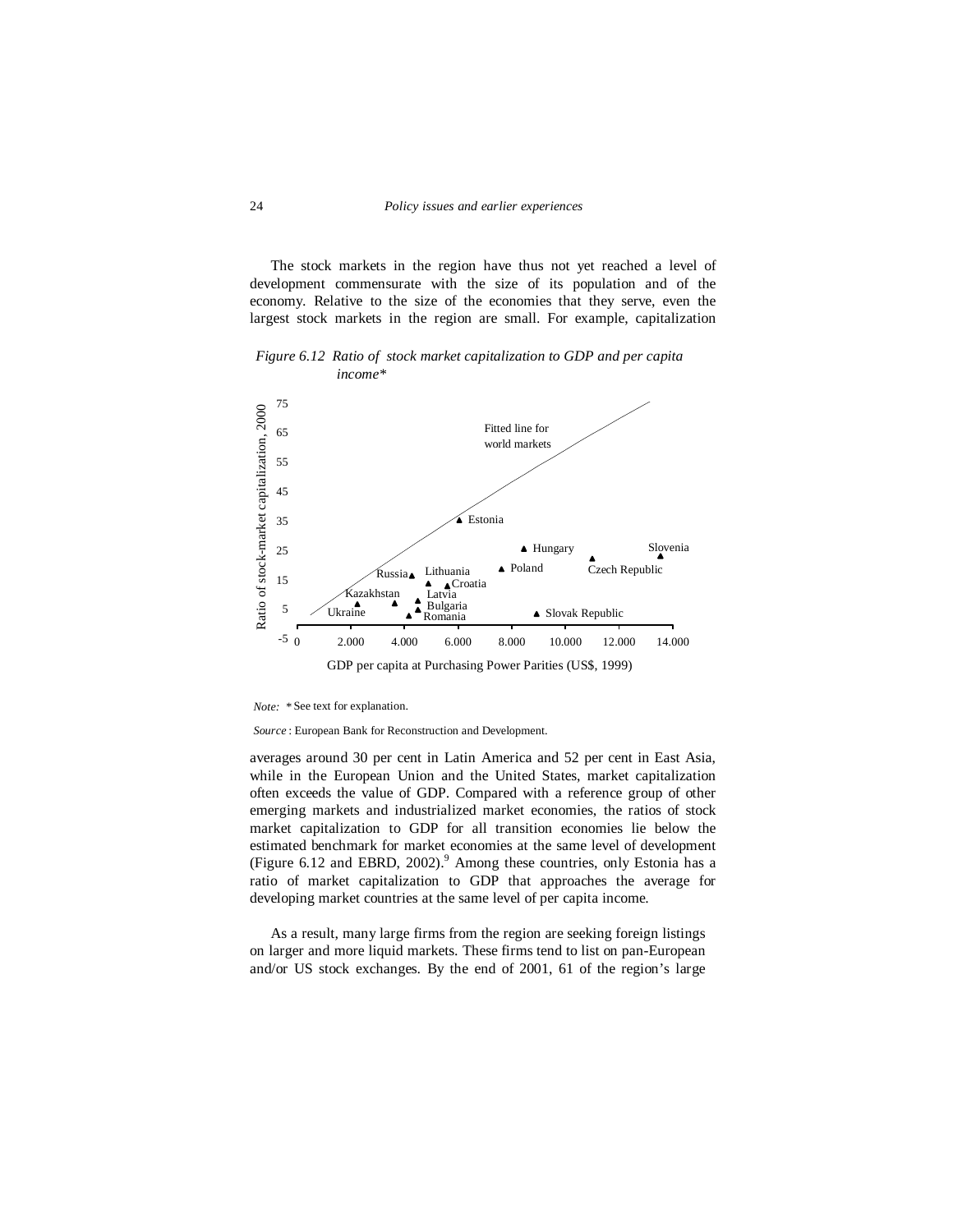The stock markets in the region have thus not yet reached a level of development commensurate with the size of its population and of the economy. Relative to the size of the economies that they serve, even the largest stock markets in the region are small. For example, capitalization

*Figure 6.12 Ratio of stock market capitalization to GDP and per capita income**

*Note:* * See text for explanation.

*Source*: European Bank for Reconstruction and Development.

averages around 30 per cent in Latin America and 52 per cent in East Asia, while in the European Union and the United States, market capitalization often exceeds the value of GDP. Compared with a reference group of other emerging markets and industrialized market economies, the ratios of stock market capitalization to GDP for all transition economies lie below the estimated benchmark for market economies at the same level of development (Figure 6.12 and EBRD, 2002).[9] Among these countries, only Estonia has a ratio of market capitalization to GDP that approaches the average for developing market countries at the same level of per capita income.

As a result, many large firms from the region are seeking foreign listings on larger and more liquid markets. These firms tend to list on pan-European and/or US stock exchanges. By the end of 2001, 61 of the region's large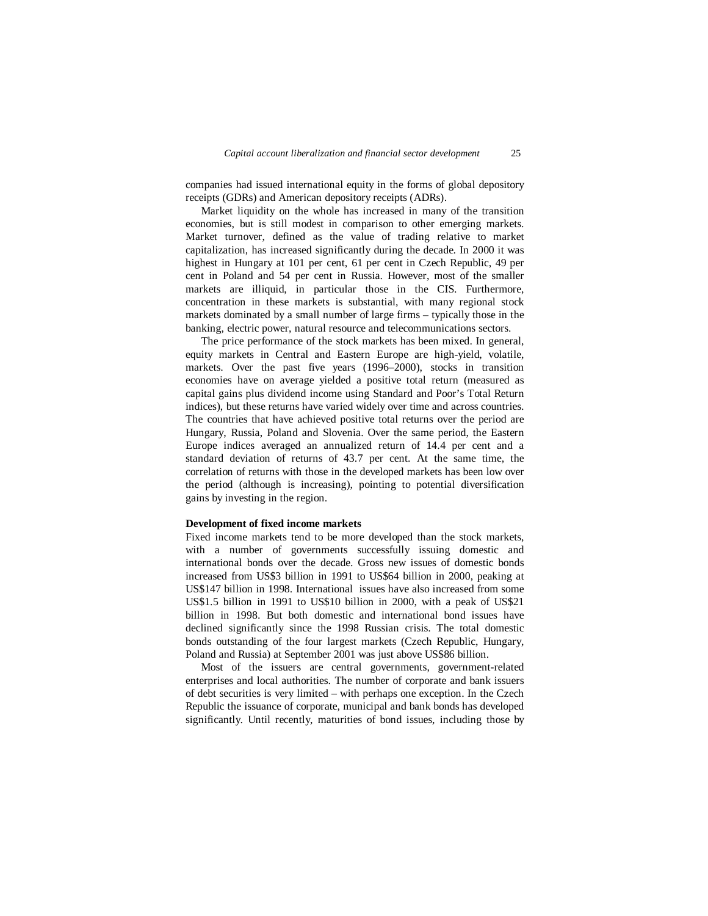companies had issued international equity in the forms of global depository receipts (GDRs) and American depository receipts (ADRs).

Market liquidity on the whole has increased in many of the transition economies, but is still modest in comparison to other emerging markets. Market turnover, defined as the value of trading relative to market capitalization, has increased significantly during the decade. In 2000 it was highest in Hungary at 101 per cent, 61 per cent in Czech Republic, 49 per cent in Poland and 54 per cent in Russia. However, most of the smaller markets are illiquid, in particular those in the CIS. Furthermore, concentration in these markets is substantial, with many regional stock markets dominated by a small number of large firms – typically those in the banking, electric power, natural resource and telecommunications sectors.

The price performance of the stock markets has been mixed. In general, equity markets in Central and Eastern Europe are high-yield, volatile, markets. Over the past five years (1996–2000), stocks in transition economies have on average yielded a positive total return (measured as capital gains plus dividend income using Standard and Poor's Total Return indices), but these returns have varied widely over time and across countries. The countries that have achieved positive total returns over the period are Hungary, Russia, Poland and Slovenia. Over the same period, the Eastern Europe indices averaged an annualized return of 14.4 per cent and a standard deviation of returns of 43.7 per cent. At the same time, the correlation of returns with those in the developed markets has been low over the period (although is increasing), pointing to potential diversification gains by investing in the region.

**Development of fixed income markets**

Fixed income markets tend to be more developed than the stock markets, with a number of governments successfully issuing domestic and international bonds over the decade. Gross new issues of domestic bonds increased from US$3 billion in 1991 to US$64 billion in 2000, peaking at US$147 billion in 1998. International issues have also increased from some US$1.5 billion in 1991 to US$10 billion in 2000, with a peak of US$21 billion in 1998. But both domestic and international bond issues have declined significantly since the 1998 Russian crisis. The total domestic bonds outstanding of the four largest markets (Czech Republic, Hungary, Poland and Russia) at September 2001 was just above US$86 billion.

Most of the issuers are central governments, government-related enterprises and local authorities. The number of corporate and bank issuers of debt securities is very limited – with perhaps one exception. In the Czech Republic the issuance of corporate, municipal and bank bonds has developed significantly. Until recently, maturities of bond issues, including those by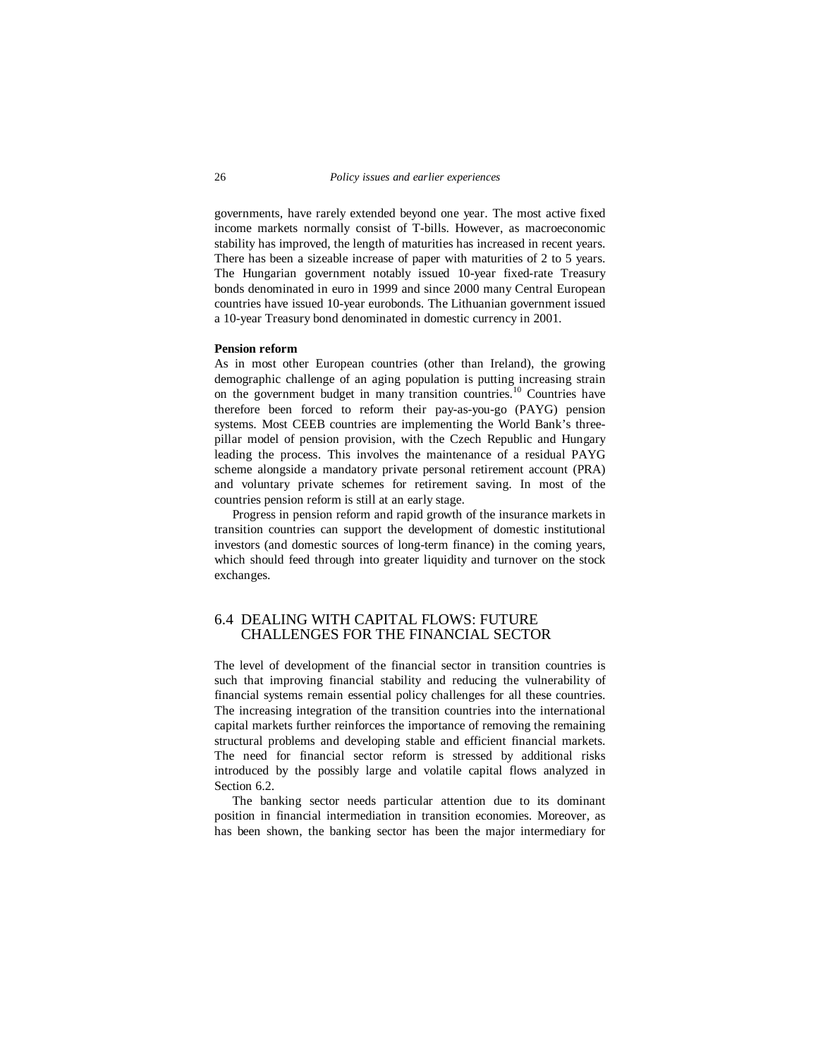governments, have rarely extended beyond one year. The most active fixed income markets normally consist of T-bills. However, as macroeconomic stability has improved, the length of maturities has increased in recent years. There has been a sizeable increase of paper with maturities of 2 to 5 years. The Hungarian government notably issued 10-year fixed-rate Treasury bonds denominated in euro in 1999 and since 2000 many Central European countries have issued 10-year eurobonds. The Lithuanian government issued a 10-year Treasury bond denominated in domestic currency in 2001.

**Pension reform**

As in most other European countries (other than Ireland), the growing demographic challenge of an aging population is putting increasing strain on the government budget in many transition countries.[10] Countries have therefore been forced to reform their pay-as-you-go (PAYG) pension systems. Most CEEB countries are implementing the World Bank's three-pillar model of pension provision, with the Czech Republic and Hungary leading the process. This involves the maintenance of a residual PAYG scheme alongside a mandatory private personal retirement account (PRA) and voluntary private schemes for retirement saving. In most of the countries pension reform is still at an early stage.

Progress in pension reform and rapid growth of the insurance markets in transition countries can support the development of domestic institutional investors (and domestic sources of long-term finance) in the coming years, which should feed through into greater liquidity and turnover on the stock exchanges.

## 6.4 DEALING WITH CAPITAL FLOWS: FUTURE CHALLENGES FOR THE FINANCIAL SECTOR

The level of development of the financial sector in transition countries is such that improving financial stability and reducing the vulnerability of financial systems remain essential policy challenges for all these countries. The increasing integration of the transition countries into the international capital markets further reinforces the importance of removing the remaining structural problems and developing stable and efficient financial markets. The need for financial sector reform is stressed by additional risks introduced by the possibly large and volatile capital flows analyzed in Section 6.2.

The banking sector needs particular attention due to its dominant position in financial intermediation in transition economies. Moreover, as has been shown, the banking sector has been the major intermediary for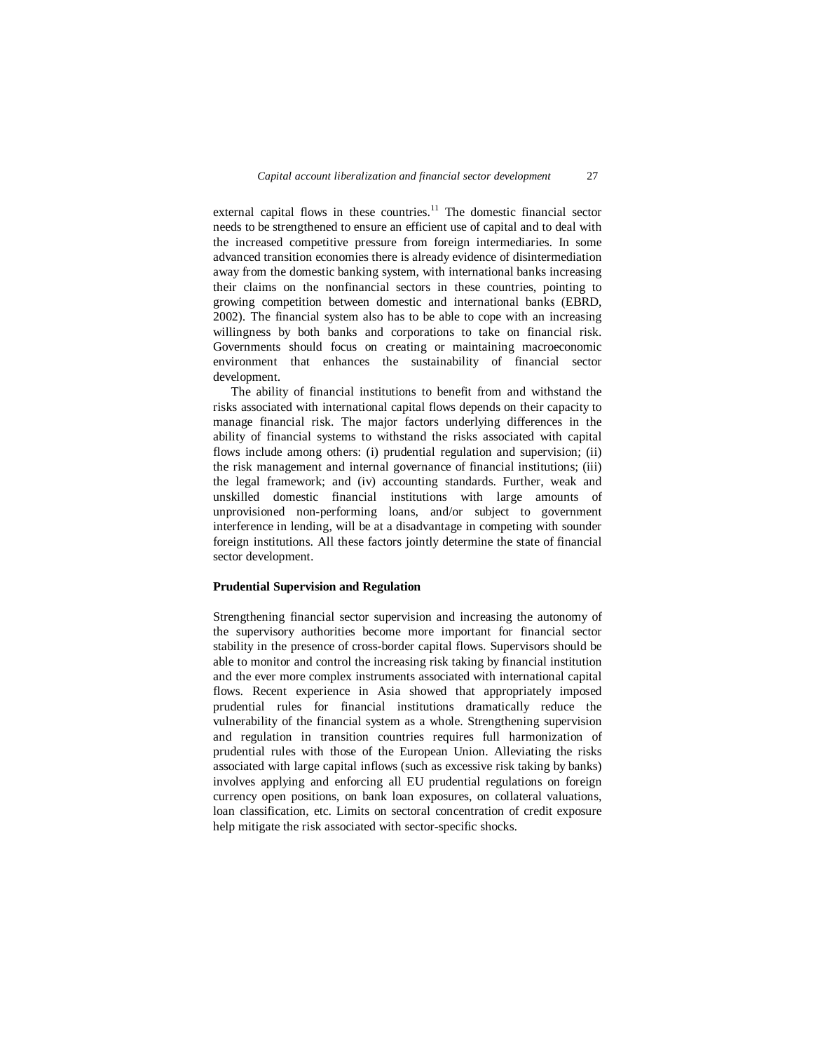external capital flows in these countries.[11] The domestic financial sector needs to be strengthened to ensure an efficient use of capital and to deal with the increased competitive pressure from foreign intermediaries. In some advanced transition economies there is already evidence of disintermediation away from the domestic banking system, with international banks increasing their claims on the nonfinancial sectors in these countries, pointing to growing competition between domestic and international banks (EBRD, 2002). The financial system also has to be able to cope with an increasing willingness by both banks and corporations to take on financial risk. Governments should focus on creating or maintaining macroeconomic environment that enhances the sustainability of financial sector development.

The ability of financial institutions to benefit from and withstand the risks associated with international capital flows depends on their capacity to manage financial risk. The major factors underlying differences in the ability of financial systems to withstand the risks associated with capital flows include among others: (i) prudential regulation and supervision; (ii) the risk management and internal governance of financial institutions; (iii) the legal framework; and (iv) accounting standards. Further, weak and unskilled domestic financial institutions with large amounts of unprovisioned non-performing loans, and/or subject to government interference in lending, will be at a disadvantage in competing with sounder foreign institutions. All these factors jointly determine the state of financial sector development.

**Prudential Supervision and Regulation**

Strengthening financial sector supervision and increasing the autonomy of the supervisory authorities become more important for financial sector stability in the presence of cross-border capital flows. Supervisors should be able to monitor and control the increasing risk taking by financial institution and the ever more complex instruments associated with international capital flows. Recent experience in Asia showed that appropriately imposed prudential rules for financial institutions dramatically reduce the vulnerability of the financial system as a whole. Strengthening supervision and regulation in transition countries requires full harmonization of prudential rules with those of the European Union. Alleviating the risks associated with large capital inflows (such as excessive risk taking by banks) involves applying and enforcing all EU prudential regulations on foreign currency open positions, on bank loan exposures, on collateral valuations, loan classification, etc. Limits on sectoral concentration of credit exposure help mitigate the risk associated with sector-specific shocks.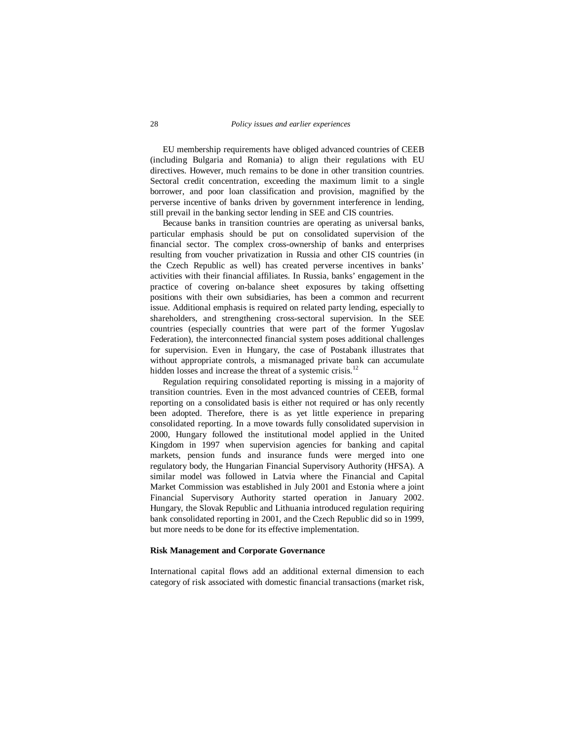EU membership requirements have obliged advanced countries of CEEB (including Bulgaria and Romania) to align their regulations with EU directives. However, much remains to be done in other transition countries. Sectoral credit concentration, exceeding the maximum limit to a single borrower, and poor loan classification and provision, magnified by the perverse incentive of banks driven by government interference in lending, still prevail in the banking sector lending in SEE and CIS countries.

Because banks in transition countries are operating as universal banks, particular emphasis should be put on consolidated supervision of the financial sector. The complex cross-ownership of banks and enterprises resulting from voucher privatization in Russia and other CIS countries (in the Czech Republic as well) has created perverse incentives in banks' activities with their financial affiliates. In Russia, banks' engagement in the practice of covering on-balance sheet exposures by taking offsetting positions with their own subsidiaries, has been a common and recurrent issue. Additional emphasis is required on related party lending, especially to shareholders, and strengthening cross-sectoral supervision. In the SEE countries (especially countries that were part of the former Yugoslav Federation), the interconnected financial system poses additional challenges for supervision. Even in Hungary, the case of Postabank illustrates that without appropriate controls, a mismanaged private bank can accumulate hidden losses and increase the threat of a systemic crisis.[12]

Regulation requiring consolidated reporting is missing in a majority of transition countries. Even in the most advanced countries of CEEB, formal reporting on a consolidated basis is either not required or has only recently been adopted. Therefore, there is as yet little experience in preparing consolidated reporting. In a move towards fully consolidated supervision in 2000, Hungary followed the institutional model applied in the United Kingdom in 1997 when supervision agencies for banking and capital markets, pension funds and insurance funds were merged into one regulatory body, the Hungarian Financial Supervisory Authority (HFSA). A similar model was followed in Latvia where the Financial and Capital Market Commission was established in July 2001 and Estonia where a joint Financial Supervisory Authority started operation in January 2002. Hungary, the Slovak Republic and Lithuania introduced regulation requiring bank consolidated reporting in 2001, and the Czech Republic did so in 1999, but more needs to be done for its effective implementation.

### Risk Management and Corporate Governance

International capital flows add an additional external dimension to each category of risk associated with domestic financial transactions (market risk,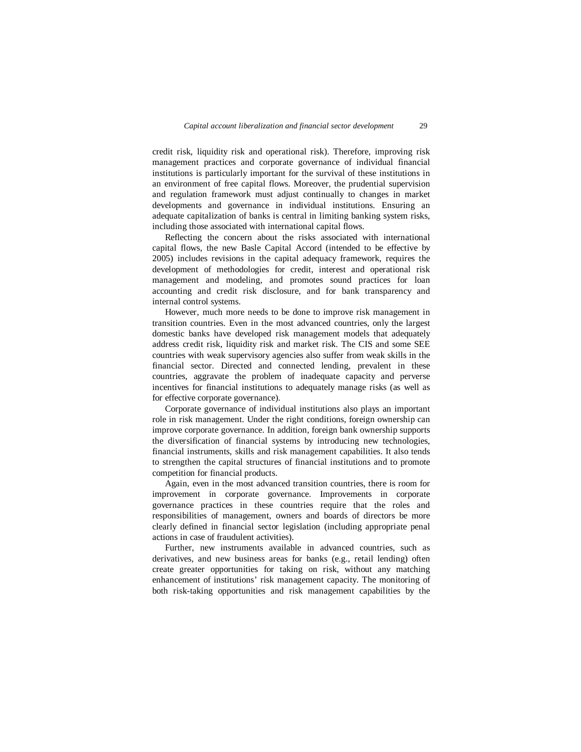credit risk, liquidity risk and operational risk). Therefore, improving risk management practices and corporate governance of individual financial institutions is particularly important for the survival of these institutions in an environment of free capital flows. Moreover, the prudential supervision and regulation framework must adjust continually to changes in market developments and governance in individual institutions. Ensuring an adequate capitalization of banks is central in limiting banking system risks, including those associated with international capital flows.

Reflecting the concern about the risks associated with international capital flows, the new Basle Capital Accord (intended to be effective by 2005) includes revisions in the capital adequacy framework, requires the development of methodologies for credit, interest and operational risk management and modeling, and promotes sound practices for loan accounting and credit risk disclosure, and for bank transparency and internal control systems.

However, much more needs to be done to improve risk management in transition countries. Even in the most advanced countries, only the largest domestic banks have developed risk management models that adequately address credit risk, liquidity risk and market risk. The CIS and some SEE countries with weak supervisory agencies also suffer from weak skills in the financial sector. Directed and connected lending, prevalent in these countries, aggravate the problem of inadequate capacity and perverse incentives for financial institutions to adequately manage risks (as well as for effective corporate governance).

Corporate governance of individual institutions also plays an important role in risk management. Under the right conditions, foreign ownership can improve corporate governance. In addition, foreign bank ownership supports the diversification of financial systems by introducing new technologies, financial instruments, skills and risk management capabilities. It also tends to strengthen the capital structures of financial institutions and to promote competition for financial products.

Again, even in the most advanced transition countries, there is room for improvement in corporate governance. Improvements in corporate governance practices in these countries require that the roles and responsibilities of management, owners and boards of directors be more clearly defined in financial sector legislation (including appropriate penal actions in case of fraudulent activities).

Further, new instruments available in advanced countries, such as derivatives, and new business areas for banks (e.g., retail lending) often create greater opportunities for taking on risk, without any matching enhancement of institutions' risk management capacity. The monitoring of both risk-taking opportunities and risk management capabilities by the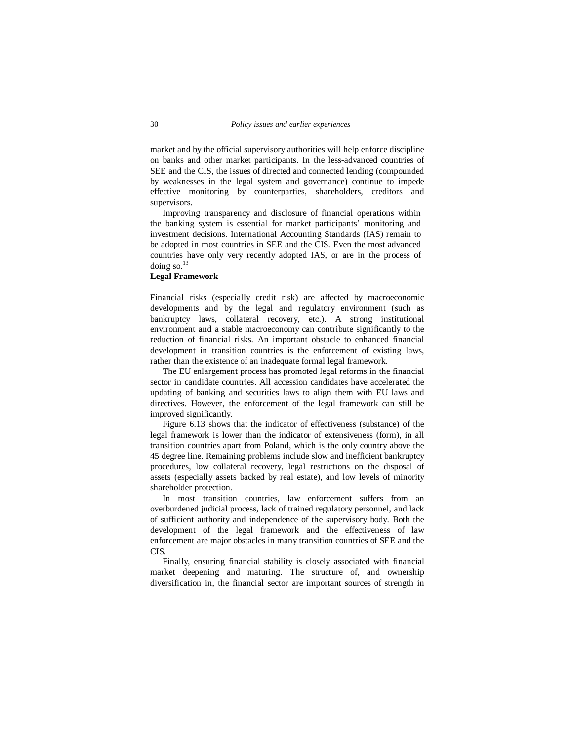market and by the official supervisory authorities will help enforce discipline on banks and other market participants. In the less-advanced countries of SEE and the CIS, the issues of directed and connected lending (compounded by weaknesses in the legal system and governance) continue to impede effective monitoring by counterparties, shareholders, creditors and supervisors.

Improving transparency and disclosure of financial operations within the banking system is essential for market participants' monitoring and investment decisions. International Accounting Standards (IAS) remain to be adopted in most countries in SEE and the CIS. Even the most advanced countries have only very recently adopted IAS, or are in the process of doing so.[13]

**Legal Framework**

Financial risks (especially credit risk) are affected by macroeconomic developments and by the legal and regulatory environment (such as bankruptcy laws, collateral recovery, etc.). A strong institutional environment and a stable macroeconomy can contribute significantly to the reduction of financial risks. An important obstacle to enhanced financial development in transition countries is the enforcement of existing laws, rather than the existence of an inadequate formal legal framework.

The EU enlargement process has promoted legal reforms in the financial sector in candidate countries. All accession candidates have accelerated the updating of banking and securities laws to align them with EU laws and directives. However, the enforcement of the legal framework can still be improved significantly.

Figure 6.13 shows that the indicator of effectiveness (substance) of the legal framework is lower than the indicator of extensiveness (form), in all transition countries apart from Poland, which is the only country above the 45 degree line. Remaining problems include slow and inefficient bankruptcy procedures, low collateral recovery, legal restrictions on the disposal of assets (especially assets backed by real estate), and low levels of minority shareholder protection.

In most transition countries, law enforcement suffers from an overburdened judicial process, lack of trained regulatory personnel, and lack of sufficient authority and independence of the supervisory body. Both the development of the legal framework and the effectiveness of law enforcement are major obstacles in many transition countries of SEE and the CIS.

Finally, ensuring financial stability is closely associated with financial market deepening and maturing. The structure of, and ownership diversification in, the financial sector are important sources of strength in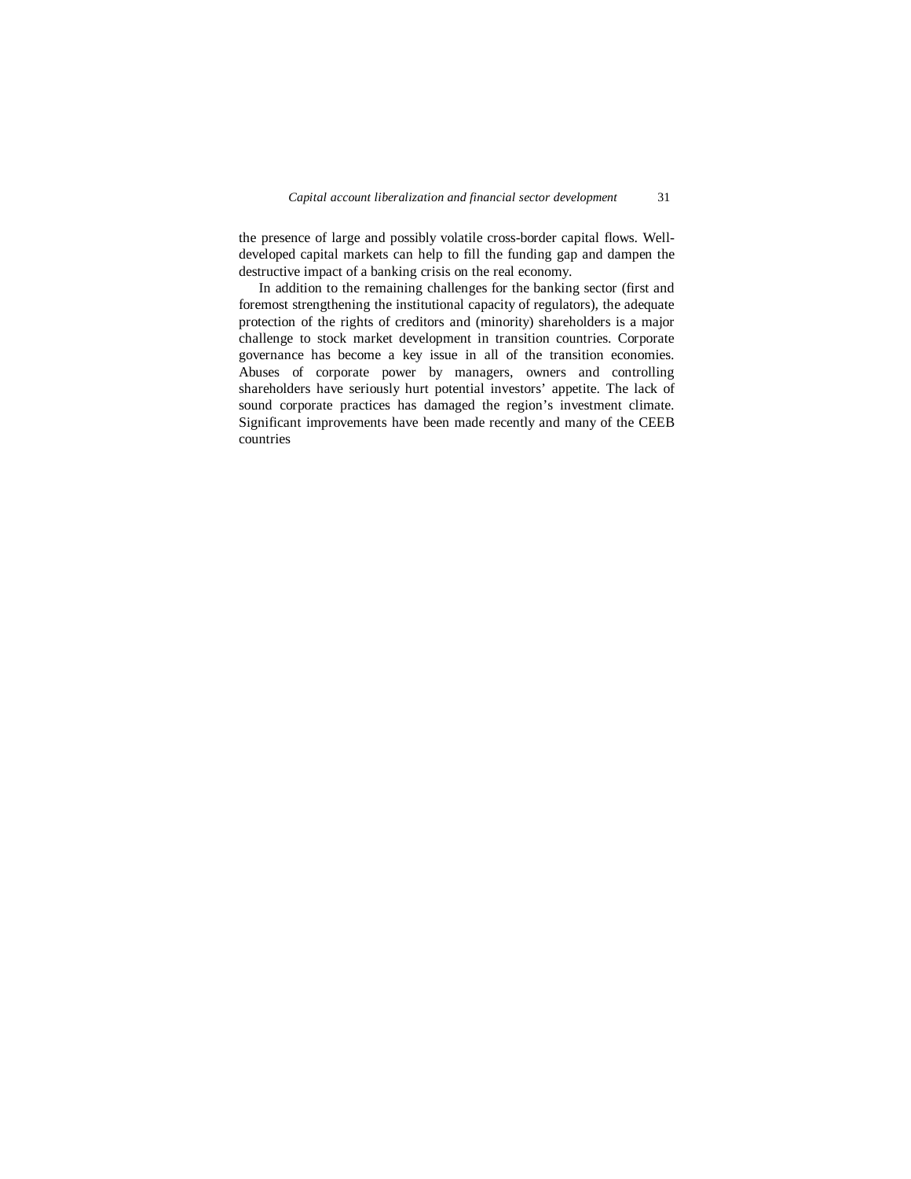the presence of large and possibly volatile cross-border capital flows. Well-developed capital markets can help to fill the funding gap and dampen the destructive impact of a banking crisis on the real economy.

In addition to the remaining challenges for the banking sector (first and foremost strengthening the institutional capacity of regulators), the adequate protection of the rights of creditors and (minority) shareholders is a major challenge to stock market development in transition countries. Corporate governance has become a key issue in all of the transition economies. Abuses of corporate power by managers, owners and controlling shareholders have seriously hurt potential investors' appetite. The lack of sound corporate practices has damaged the region's investment climate. Significant improvements have been made recently and many of the CEEB countries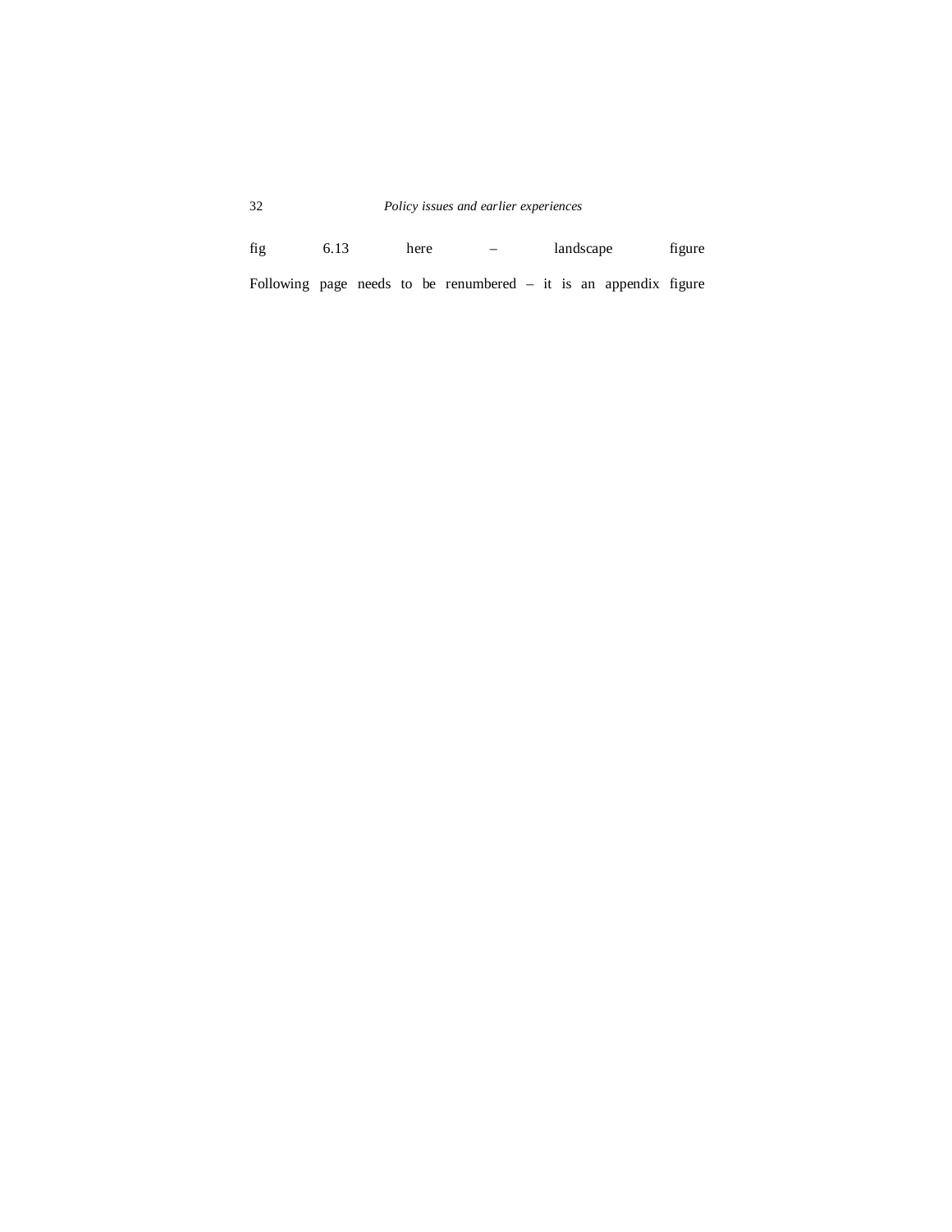fig 6.13 here – landscape figure

Following page needs to be renumbered – it is an appendix figure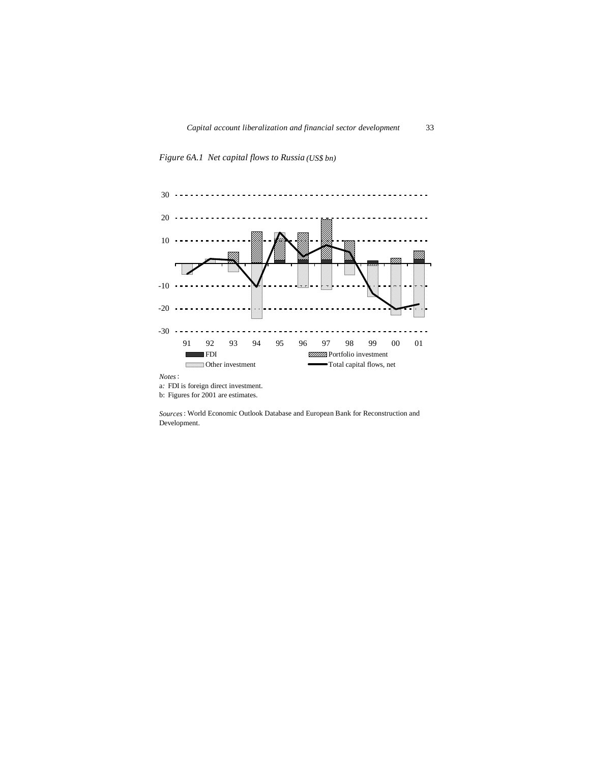*Figure 6A.1 Net capital flows to Russia (US$ bn)*

*Notes*:

a: FDI is foreign direct investment.

b: Figures for 2001 are estimates.

*Sources*: World Economic Outlook Database and European Bank for Reconstruction and Development.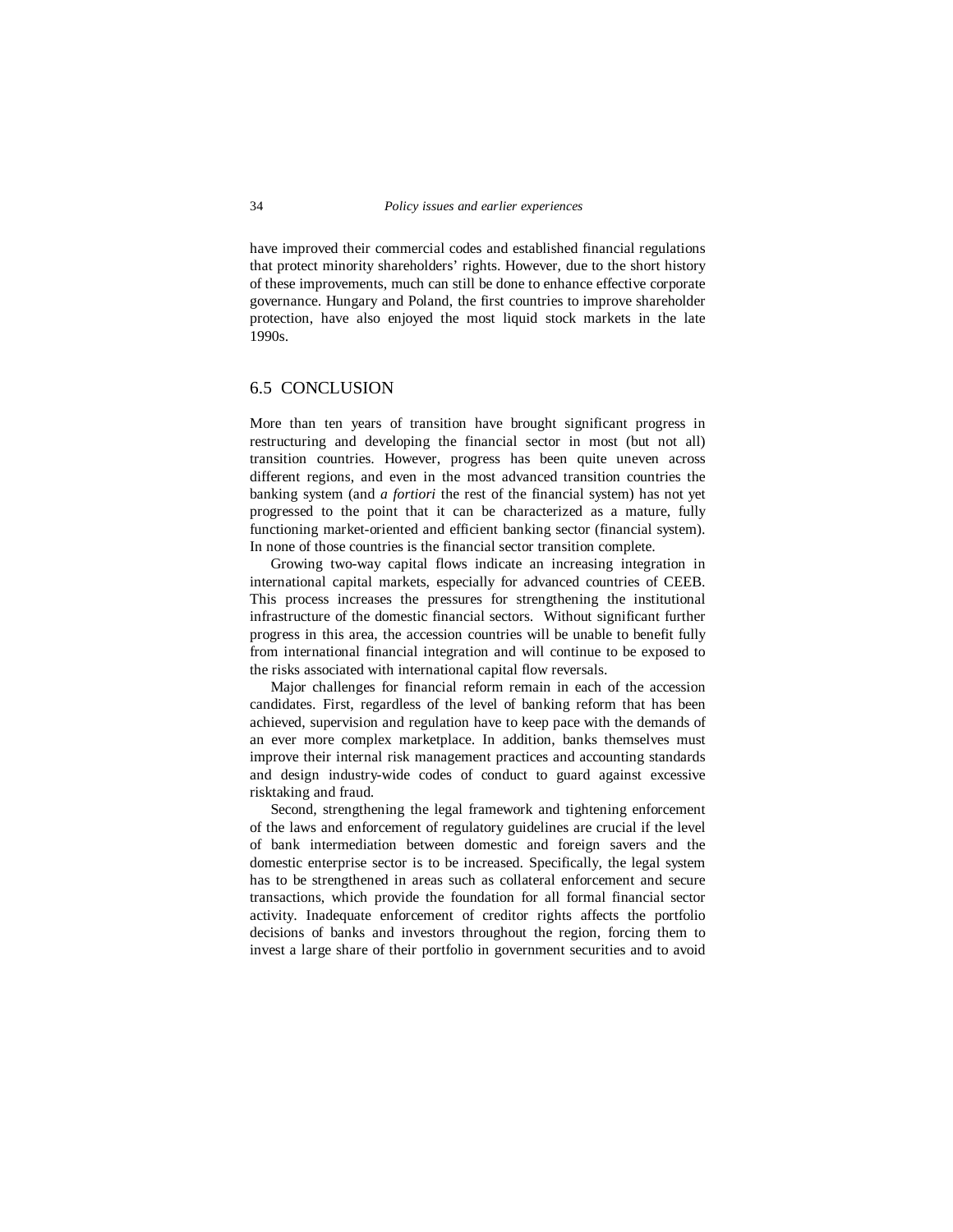have improved their commercial codes and established financial regulations that protect minority shareholders' rights. However, due to the short history of these improvements, much can still be done to enhance effective corporate governance. Hungary and Poland, the first countries to improve shareholder protection, have also enjoyed the most liquid stock markets in the late 1990s.

## 6.5 CONCLUSION

More than ten years of transition have brought significant progress in restructuring and developing the financial sector in most (but not all) transition countries. However, progress has been quite uneven across different regions, and even in the most advanced transition countries the banking system (and *a fortiori* the rest of the financial system) has not yet progressed to the point that it can be characterized as a mature, fully functioning market-oriented and efficient banking sector (financial system). In none of those countries is the financial sector transition complete.

Growing two-way capital flows indicate an increasing integration in international capital markets, especially for advanced countries of CEEB. This process increases the pressures for strengthening the institutional infrastructure of the domestic financial sectors. Without significant further progress in this area, the accession countries will be unable to benefit fully from international financial integration and will continue to be exposed to the risks associated with international capital flow reversals.

Major challenges for financial reform remain in each of the accession candidates. First, regardless of the level of banking reform that has been achieved, supervision and regulation have to keep pace with the demands of an ever more complex marketplace. In addition, banks themselves must improve their internal risk management practices and accounting standards and design industry-wide codes of conduct to guard against excessive risktaking and fraud.

Second, strengthening the legal framework and tightening enforcement of the laws and enforcement of regulatory guidelines are crucial if the level of bank intermediation between domestic and foreign savers and the domestic enterprise sector is to be increased. Specifically, the legal system has to be strengthened in areas such as collateral enforcement and secure transactions, which provide the foundation for all formal financial sector activity. Inadequate enforcement of creditor rights affects the portfolio decisions of banks and investors throughout the region, forcing them to invest a large share of their portfolio in government securities and to avoid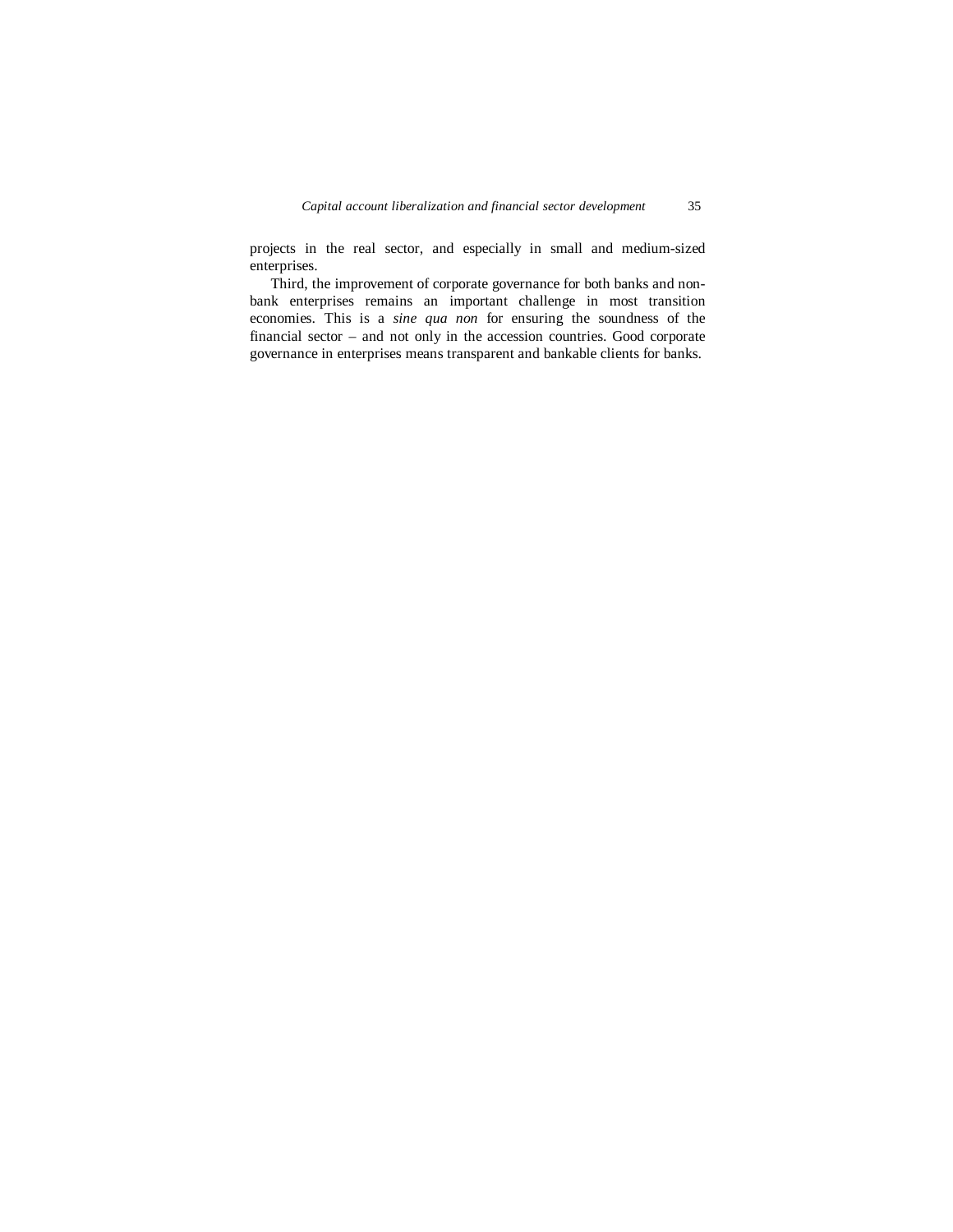projects in the real sector, and especially in small and medium-sized enterprises.

Third, the improvement of corporate governance for both banks and non-bank enterprises remains an important challenge in most transition economies. This is a *sine qua non* for ensuring the soundness of the financial sector – and not only in the accession countries. Good corporate governance in enterprises means transparent and bankable clients for banks.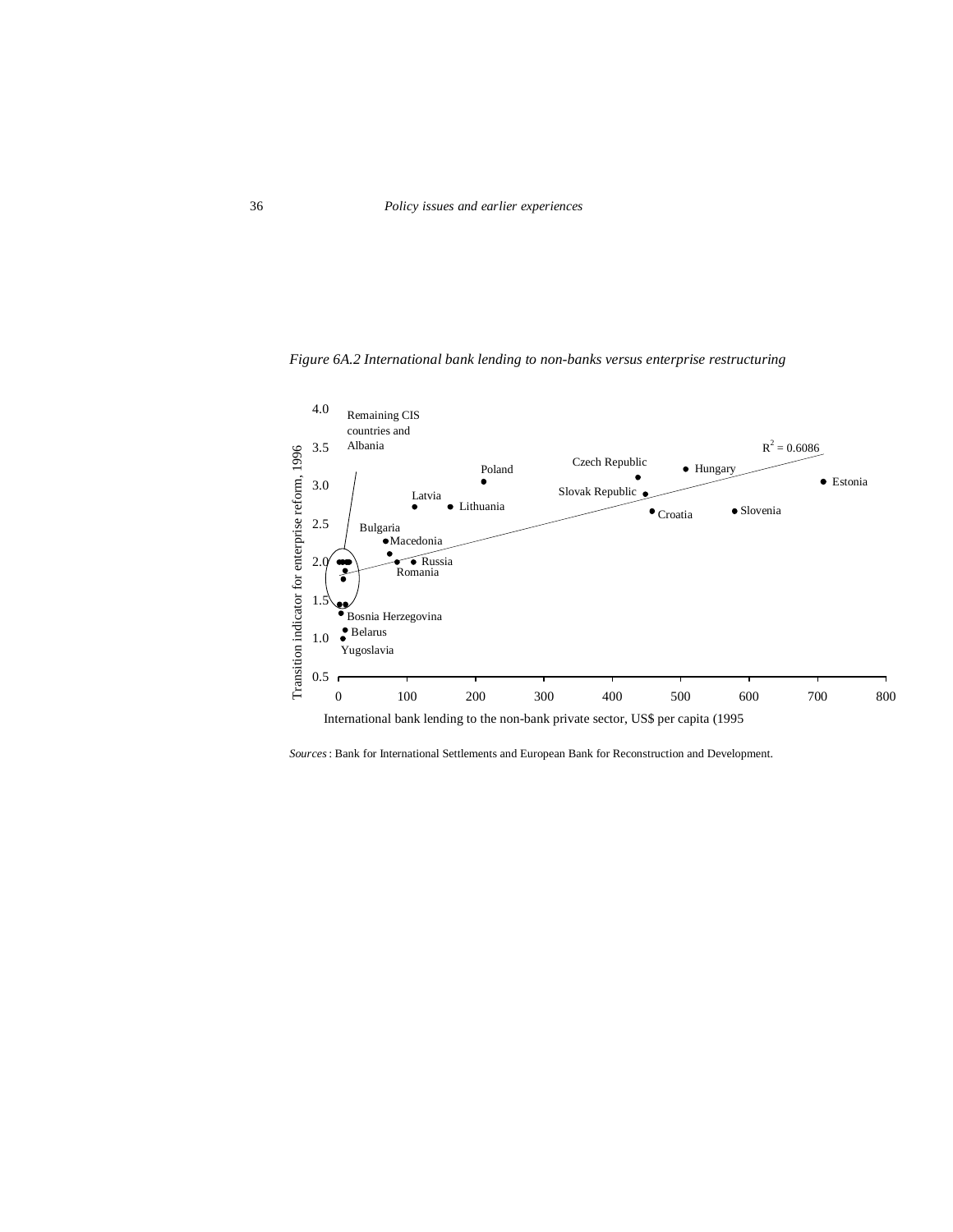*Figure 6A.2 International bank lending to non-banks versus enterprise restructuring*

Remaining CIS countries and Albania

$R^2 = 0.6086$

Transition indicator for enterprise reform, 1996

International bank lending to the non-bank private sector, US$ per capita (1995

Poland, Czech Republic, Hungary, Estonia, Slovak Republic, Latvia, Lithuania, Croatia, Slovenia, Bulgaria, Macedonia, Russia, Romania, Bosnia Herzegovina, Belarus, Yugoslavia

*Sources*: Bank for International Settlements and European Bank for Reconstruction and Development.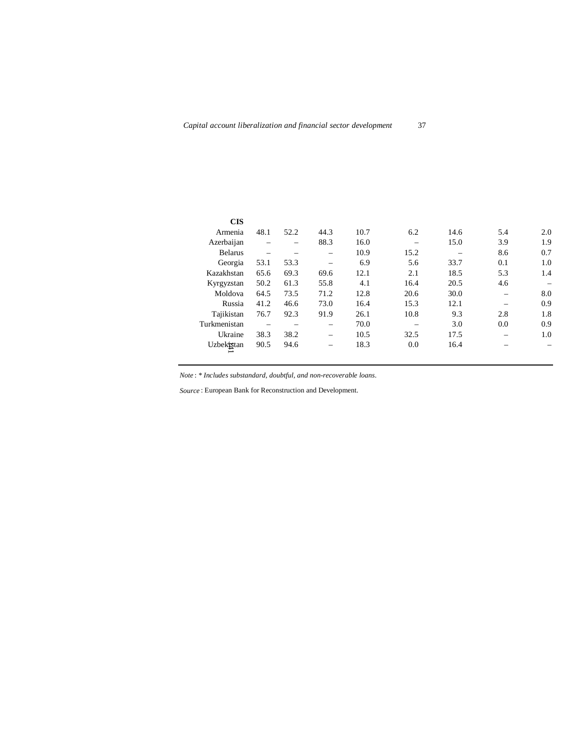| | | | | | | | | |
|---|---|---|---|---|---|---|---|---|
| **CIS** | | | | | | | | |
| Armenia | 48.1 | 52.2 | 44.3 | 10.7 | 6.2 | 14.6 | 5.4 | 2.0 |
| Azerbaijan | – | – | 88.3 | 16.0 | – | 15.0 | 3.9 | 1.9 |
| Belarus | – | – | – | 10.9 | 15.2 | – | 8.6 | 0.7 |
| Georgia | 53.1 | 53.3 | – | 6.9 | 5.6 | 33.7 | 0.1 | 1.0 |
| Kazakhstan | 65.6 | 69.3 | 69.6 | 12.1 | 2.1 | 18.5 | 5.3 | 1.4 |
| Kyrgyzstan | 50.2 | 61.3 | 55.8 | 4.1 | 16.4 | 20.5 | 4.6 | – |
| Moldova | 64.5 | 73.5 | 71.2 | 12.8 | 20.6 | 30.0 | – | 8.0 |
| Russia | 41.2 | 46.6 | 73.0 | 16.4 | 15.3 | 12.1 | – | 0.9 |
| Tajikistan | 76.7 | 92.3 | 91.9 | 26.1 | 10.8 | 9.3 | 2.8 | 1.8 |
| Turkmenistan | – | – | – | 70.0 | – | 3.0 | 0.0 | 0.9 |
| Ukraine | 38.3 | 38.2 | – | 10.5 | 32.5 | 17.5 | – | 1.0 |
| Uzbekistan | 90.5 | 94.6 | – | 18.3 | 0.0 | 16.4 | – | – |

*Note*: * *Includes substandard, doubtful, and non-recoverable loans.*

*Source*: European Bank for Reconstruction and Development.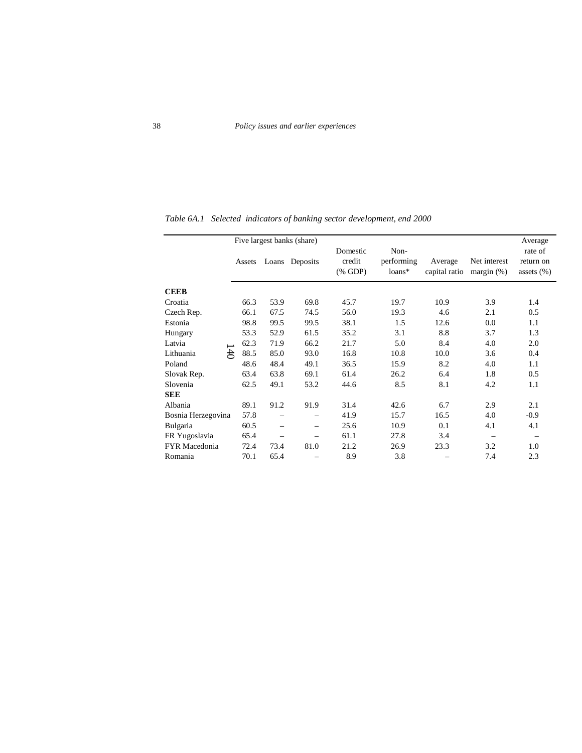*Table 6A.1 Selected indicators of banking sector development, end 2000*

| | Five largest banks (share) | | | Domestic credit (% GDP) | Non-performing loans* | Average capital ratio | Net interest margin (%) | Average rate of return on assets (%) |
|---|---|---|---|---|---|---|---|---|
| | Assets | Loans | Deposits | | | | | |
| **CEEB** | | | | | | | | |
| Croatia | 66.3 | 53.9 | 69.8 | 45.7 | 19.7 | 10.9 | 3.9 | 1.4 |
| Czech Rep. | 66.1 | 67.5 | 74.5 | 56.0 | 19.3 | 4.6 | 2.1 | 0.5 |
| Estonia | 98.8 | 99.5 | 99.5 | 38.1 | 1.5 | 12.6 | 0.0 | 1.1 |
| Hungary | 53.3 | 52.9 | 61.5 | 35.2 | 3.1 | 8.8 | 3.7 | 1.3 |
| Latvia | 62.3 | 71.9 | 66.2 | 21.7 | 5.0 | 8.4 | 4.0 | 2.0 |
| Lithuania | 88.5 | 85.0 | 93.0 | 16.8 | 10.8 | 10.0 | 3.6 | 0.4 |
| Poland | 48.6 | 48.4 | 49.1 | 36.5 | 15.9 | 8.2 | 4.0 | 1.1 |
| Slovak Rep. | 63.4 | 63.8 | 69.1 | 61.4 | 26.2 | 6.4 | 1.8 | 0.5 |
| Slovenia | 62.5 | 49.1 | 53.2 | 44.6 | 8.5 | 8.1 | 4.2 | 1.1 |
| **SEE** | | | | | | | | |
| Albania | 89.1 | 91.2 | 91.9 | 31.4 | 42.6 | 6.7 | 2.9 | 2.1 |
| Bosnia Herzegovina | 57.8 | – | – | 41.9 | 15.7 | 16.5 | 4.0 | -0.9 |
| Bulgaria | 60.5 | – | – | 25.6 | 10.9 | 0.1 | 4.1 | 4.1 |
| FR Yugoslavia | 65.4 | – | – | 61.1 | 27.8 | 3.4 | – | – |
| FYR Macedonia | 72.4 | 73.4 | 81.0 | 21.2 | 26.9 | 23.3 | 3.2 | 1.0 |
| Romania | 70.1 | 65.4 | – | 8.9 | 3.8 | – | 7.4 | 2.3 |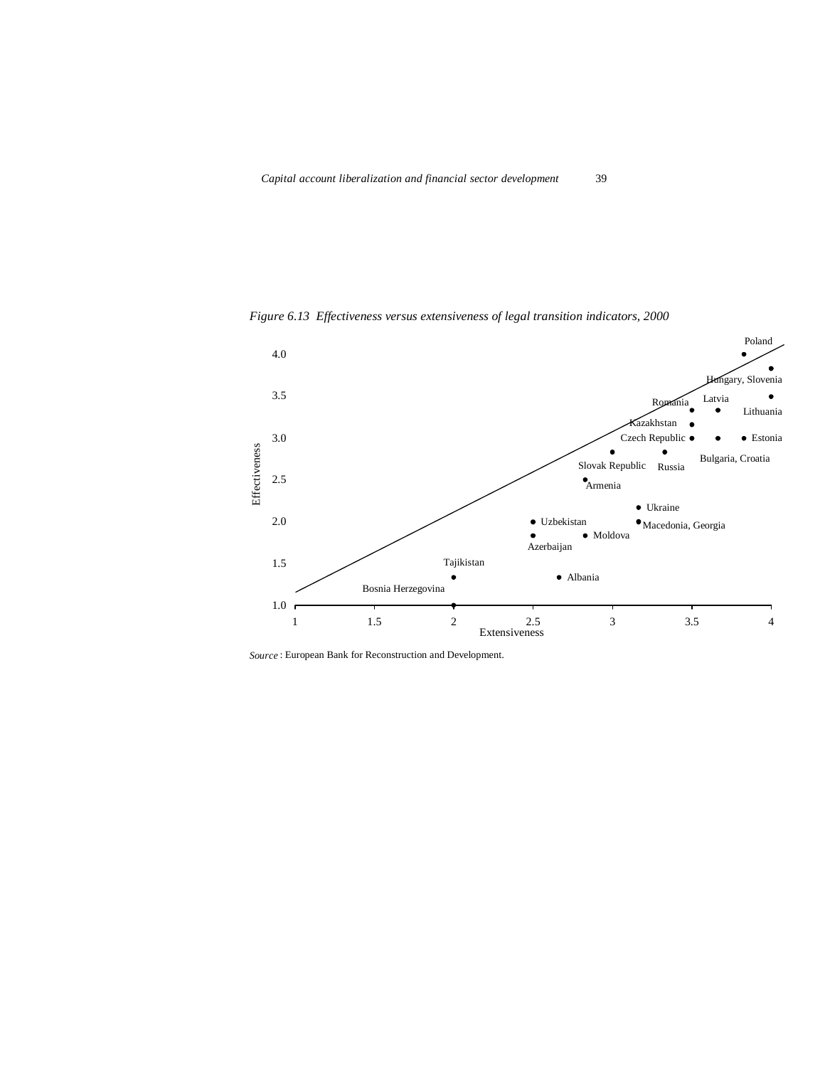*Figure 6.13 Effectiveness versus extensiveness of legal transition indicators, 2000*

*Source*: European Bank for Reconstruction and Development.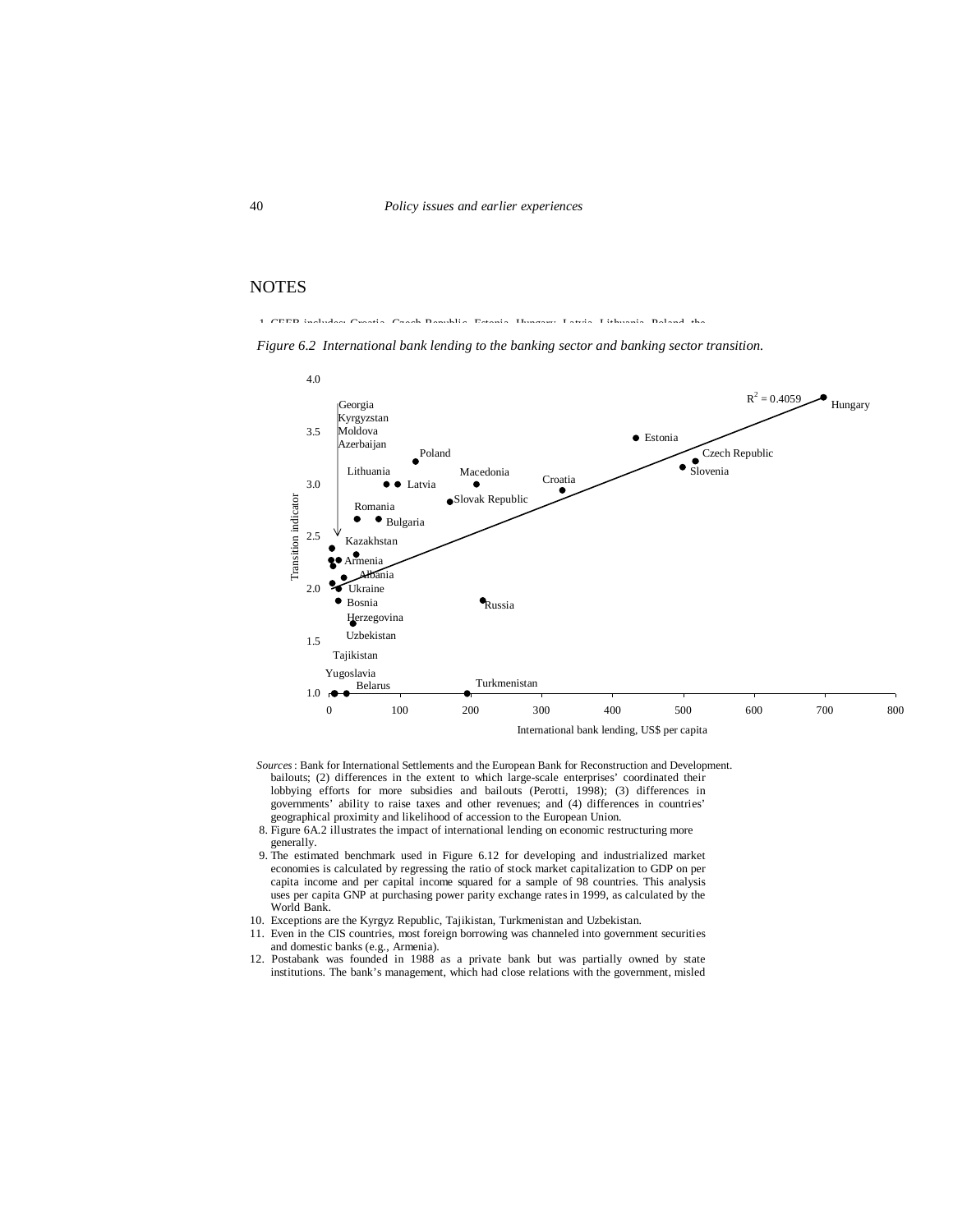## NOTES

1. CEEB includes: Croatia, Czech Republic, Estonia, Hungary, Latvia, Lithuania, Poland, the

*Figure 6.2 International bank lending to the banking sector and banking sector transition.*

*Sources*: Bank for International Settlements and the European Bank for Reconstruction and Development.

bailouts; (2) differences in the extent to which large-scale enterprises' coordinated their lobbying efforts for more subsidies and bailouts (Perotti, 1998); (3) differences in governments' ability to raise taxes and other revenues; and (4) differences in countries' geographical proximity and likelihood of accession to the European Union.

8. Figure 6A.2 illustrates the impact of international lending on economic restructuring more generally.
9. The estimated benchmark used in Figure 6.12 for developing and industrialized market economies is calculated by regressing the ratio of stock market capitalization to GDP on per capita income and per capital income squared for a sample of 98 countries. This analysis uses per capita GNP at purchasing power parity exchange rates in 1999, as calculated by the World Bank.
10. Exceptions are the Kyrgyz Republic, Tajikistan, Turkmenistan and Uzbekistan.
11. Even in the CIS countries, most foreign borrowing was channeled into government securities and domestic banks (e.g., Armenia).
12. Postabank was founded in 1988 as a private bank but was partially owned by state institutions. The bank's management, which had close relations with the government, misled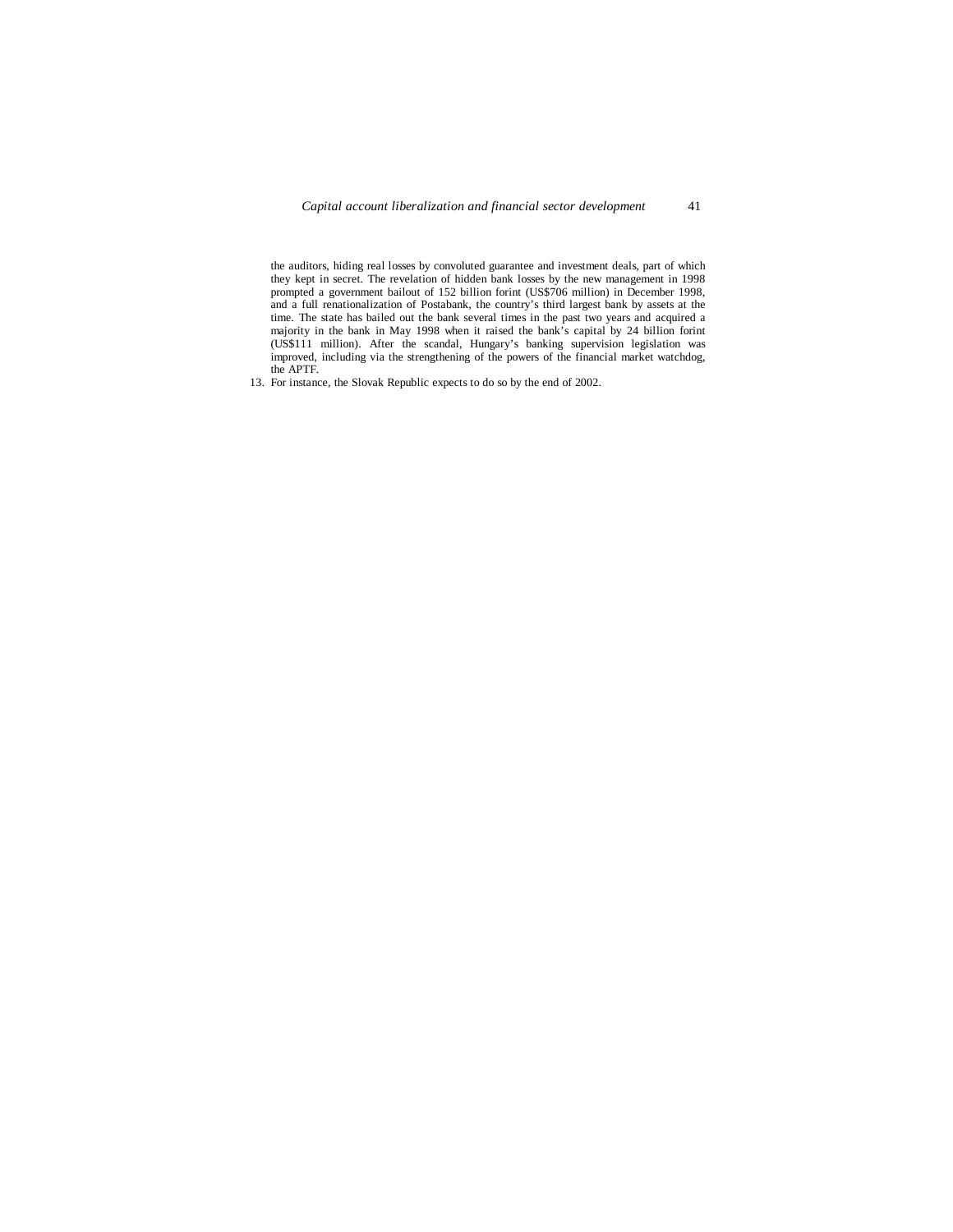the auditors, hiding real losses by convoluted guarantee and investment deals, part of which they kept in secret. The revelation of hidden bank losses by the new management in 1998 prompted a government bailout of 152 billion forint (US$706 million) in December 1998, and a full renationalization of Postabank, the country's third largest bank by assets at the time. The state has bailed out the bank several times in the past two years and acquired a majority in the bank in May 1998 when it raised the bank's capital by 24 billion forint (US$111 million). After the scandal, Hungary's banking supervision legislation was improved, including via the strengthening of the powers of the financial market watchdog, the APTF.

13. For instance, the Slovak Republic expects to do so by the end of 2002.